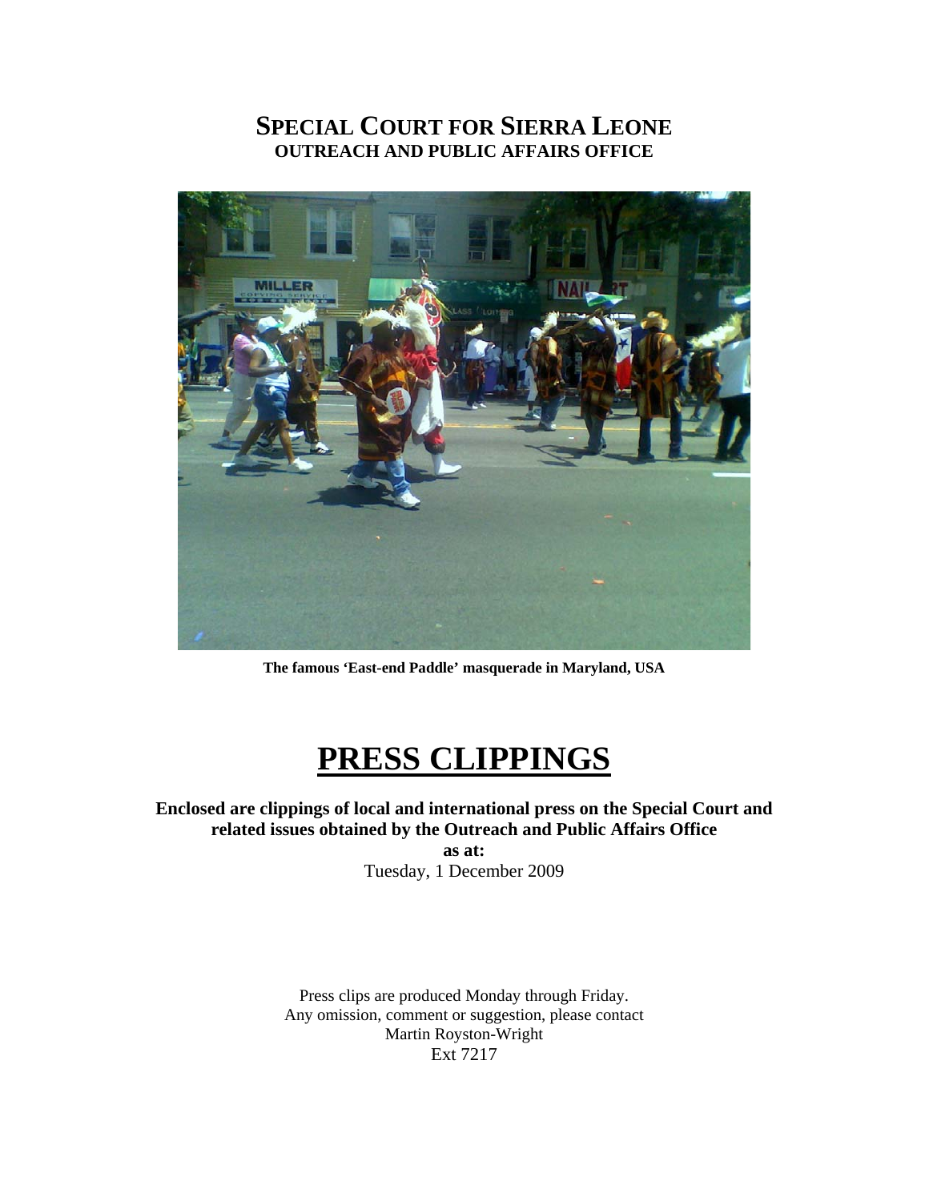# SPECIAL COURT FOR SIERRA LEONE
## OUTREACH AND PUBLIC AFFAIRS OFFICE

**The famous 'East-end Paddle' masquerade in Maryland, USA**

# PRESS CLIPPINGS

**Enclosed are clippings of local and international press on the Special Court and related issues obtained by the Outreach and Public Affairs Office**
**as at:**
Tuesday, 1 December 2009

Press clips are produced Monday through Friday.
Any omission, comment or suggestion, please contact
Martin Royston-Wright
Ext 7217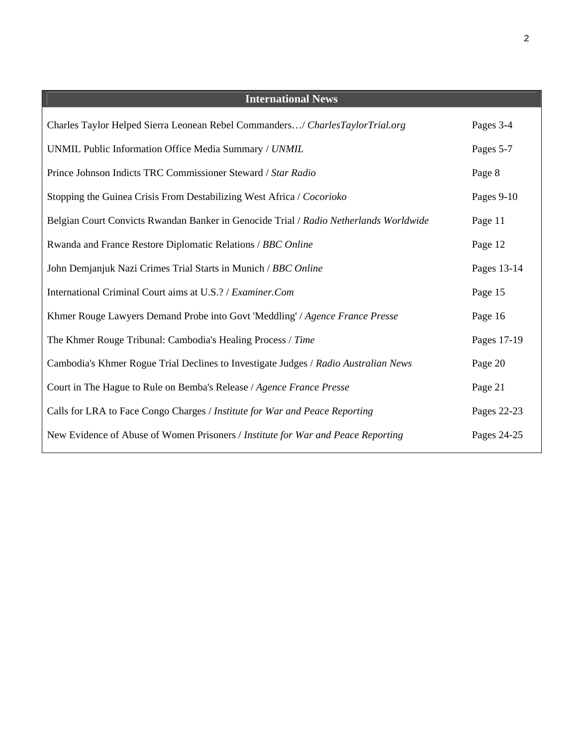| International News | |
|---|---|
| Charles Taylor Helped Sierra Leonean Rebel Commanders…/ *CharlesTaylorTrial.org* | Pages 3-4 |
| UNMIL Public Information Office Media Summary / *UNMIL* | Pages 5-7 |
| Prince Johnson Indicts TRC Commissioner Steward / *Star Radio* | Page 8 |
| Stopping the Guinea Crisis From Destabilizing West Africa / *Cocorioko* | Pages 9-10 |
| Belgian Court Convicts Rwandan Banker in Genocide Trial / *Radio Netherlands Worldwide* | Page 11 |
| Rwanda and France Restore Diplomatic Relations / *BBC Online* | Page 12 |
| John Demjanjuk Nazi Crimes Trial Starts in Munich / *BBC Online* | Pages 13-14 |
| International Criminal Court aims at U.S.? / *Examiner.Com* | Page 15 |
| Khmer Rouge Lawyers Demand Probe into Govt 'Meddling' / *Agence France Presse* | Page 16 |
| The Khmer Rouge Tribunal: Cambodia's Healing Process / *Time* | Pages 17-19 |
| Cambodia's Khmer Rogue Trial Declines to Investigate Judges / *Radio Australian News* | Page 20 |
| Court in The Hague to Rule on Bemba's Release / *Agence France Presse* | Page 21 |
| Calls for LRA to Face Congo Charges / *Institute for War and Peace Reporting* | Pages 22-23 |
| New Evidence of Abuse of Women Prisoners / *Institute for War and Peace Reporting* | Pages 24-25 |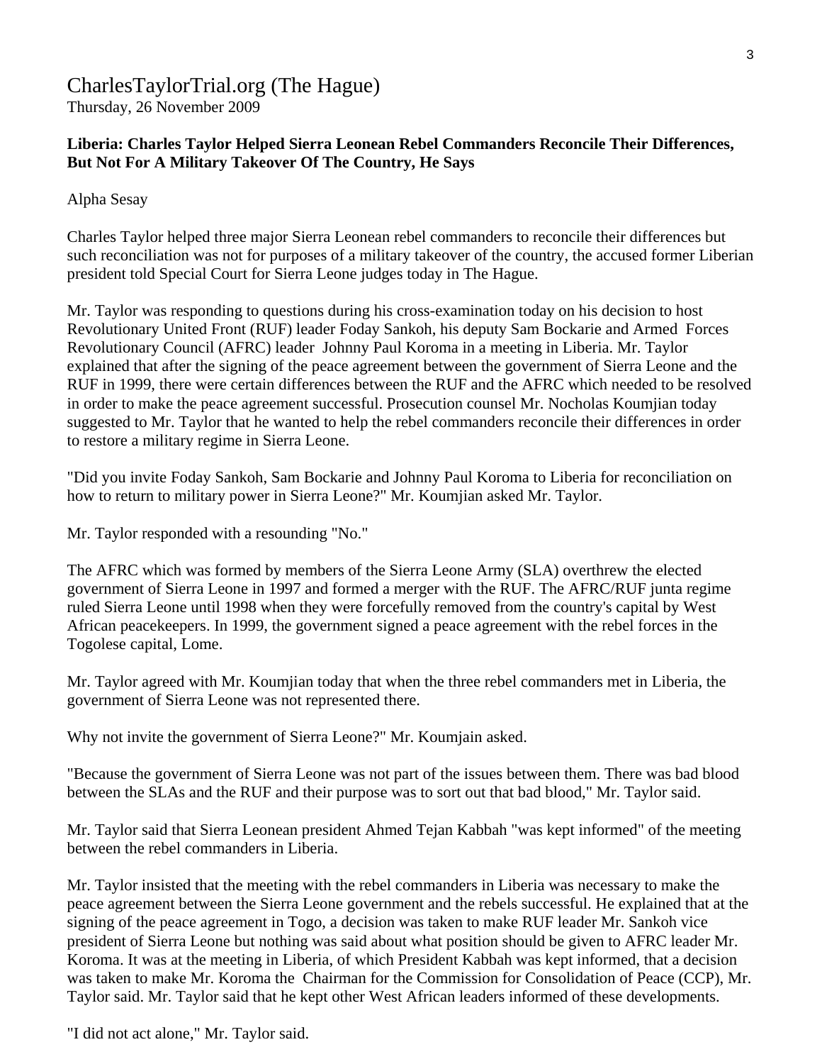# CharlesTaylorTrial.org (The Hague)

Thursday, 26 November 2009

**Liberia: Charles Taylor Helped Sierra Leonean Rebel Commanders Reconcile Their Differences, But Not For A Military Takeover Of The Country, He Says**

Alpha Sesay

Charles Taylor helped three major Sierra Leonean rebel commanders to reconcile their differences but such reconciliation was not for purposes of a military takeover of the country, the accused former Liberian president told Special Court for Sierra Leone judges today in The Hague.

Mr. Taylor was responding to questions during his cross-examination today on his decision to host Revolutionary United Front (RUF) leader Foday Sankoh, his deputy Sam Bockarie and Armed Forces Revolutionary Council (AFRC) leader Johnny Paul Koroma in a meeting in Liberia. Mr. Taylor explained that after the signing of the peace agreement between the government of Sierra Leone and the RUF in 1999, there were certain differences between the RUF and the AFRC which needed to be resolved in order to make the peace agreement successful. Prosecution counsel Mr. Nocholas Koumjian today suggested to Mr. Taylor that he wanted to help the rebel commanders reconcile their differences in order to restore a military regime in Sierra Leone.

"Did you invite Foday Sankoh, Sam Bockarie and Johnny Paul Koroma to Liberia for reconciliation on how to return to military power in Sierra Leone?" Mr. Koumjian asked Mr. Taylor.

Mr. Taylor responded with a resounding "No."

The AFRC which was formed by members of the Sierra Leone Army (SLA) overthrew the elected government of Sierra Leone in 1997 and formed a merger with the RUF. The AFRC/RUF junta regime ruled Sierra Leone until 1998 when they were forcefully removed from the country's capital by West African peacekeepers. In 1999, the government signed a peace agreement with the rebel forces in the Togolese capital, Lome.

Mr. Taylor agreed with Mr. Koumjian today that when the three rebel commanders met in Liberia, the government of Sierra Leone was not represented there.

Why not invite the government of Sierra Leone?" Mr. Koumjain asked.

"Because the government of Sierra Leone was not part of the issues between them. There was bad blood between the SLAs and the RUF and their purpose was to sort out that bad blood," Mr. Taylor said.

Mr. Taylor said that Sierra Leonean president Ahmed Tejan Kabbah "was kept informed" of the meeting between the rebel commanders in Liberia.

Mr. Taylor insisted that the meeting with the rebel commanders in Liberia was necessary to make the peace agreement between the Sierra Leone government and the rebels successful. He explained that at the signing of the peace agreement in Togo, a decision was taken to make RUF leader Mr. Sankoh vice president of Sierra Leone but nothing was said about what position should be given to AFRC leader Mr. Koroma. It was at the meeting in Liberia, of which President Kabbah was kept informed, that a decision was taken to make Mr. Koroma the Chairman for the Commission for Consolidation of Peace (CCP), Mr. Taylor said. Mr. Taylor said that he kept other West African leaders informed of these developments.

"I did not act alone," Mr. Taylor said.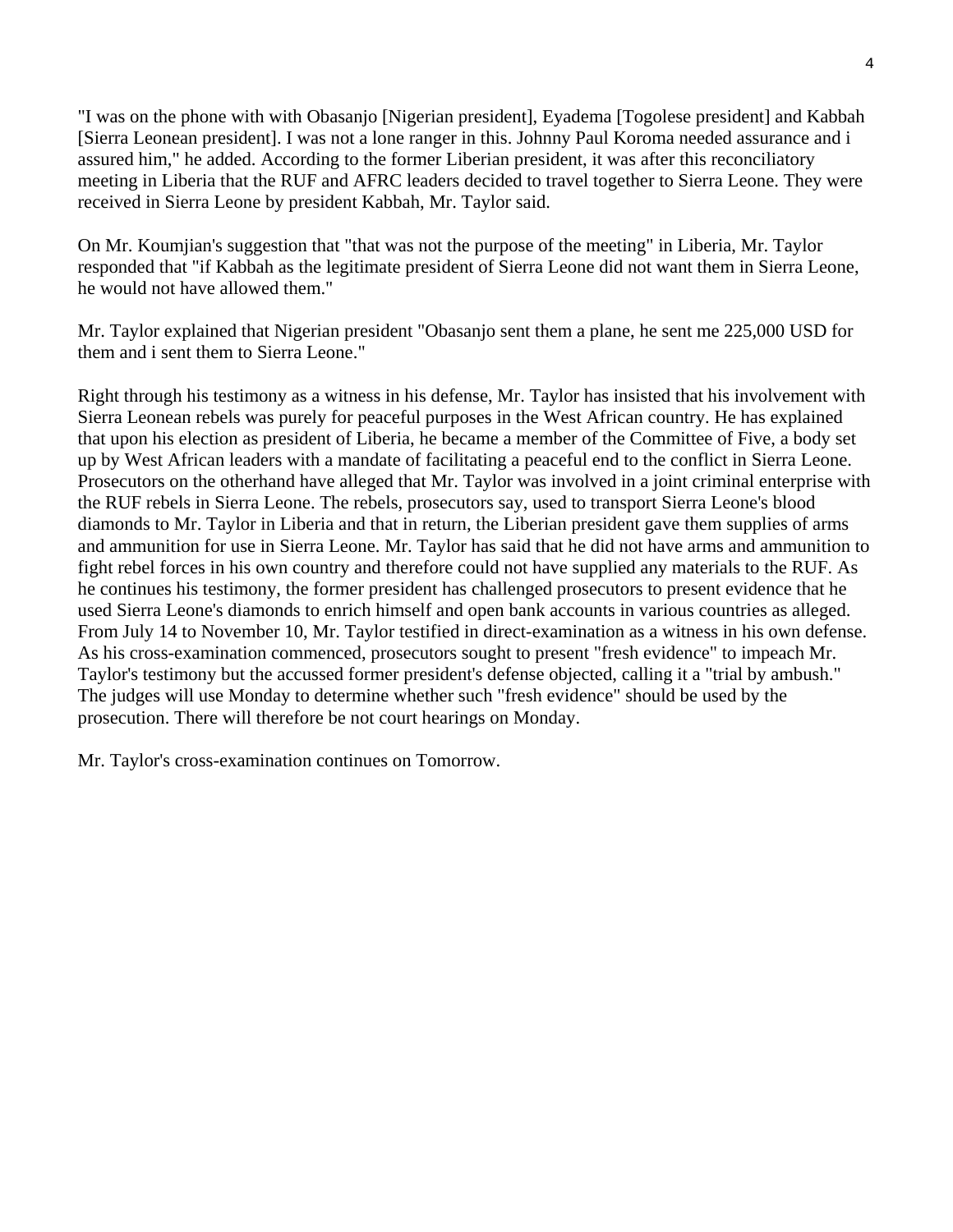"I was on the phone with with Obasanjo [Nigerian president], Eyadema [Togolese president] and Kabbah [Sierra Leonean president]. I was not a lone ranger in this. Johnny Paul Koroma needed assurance and i assured him," he added. According to the former Liberian president, it was after this reconciliatory meeting in Liberia that the RUF and AFRC leaders decided to travel together to Sierra Leone. They were received in Sierra Leone by president Kabbah, Mr. Taylor said.

On Mr. Koumjian's suggestion that "that was not the purpose of the meeting" in Liberia, Mr. Taylor responded that "if Kabbah as the legitimate president of Sierra Leone did not want them in Sierra Leone, he would not have allowed them."

Mr. Taylor explained that Nigerian president "Obasanjo sent them a plane, he sent me 225,000 USD for them and i sent them to Sierra Leone."

Right through his testimony as a witness in his defense, Mr. Taylor has insisted that his involvement with Sierra Leonean rebels was purely for peaceful purposes in the West African country. He has explained that upon his election as president of Liberia, he became a member of the Committee of Five, a body set up by West African leaders with a mandate of facilitating a peaceful end to the conflict in Sierra Leone. Prosecutors on the otherhand have alleged that Mr. Taylor was involved in a joint criminal enterprise with the RUF rebels in Sierra Leone. The rebels, prosecutors say, used to transport Sierra Leone's blood diamonds to Mr. Taylor in Liberia and that in return, the Liberian president gave them supplies of arms and ammunition for use in Sierra Leone. Mr. Taylor has said that he did not have arms and ammunition to fight rebel forces in his own country and therefore could not have supplied any materials to the RUF. As he continues his testimony, the former president has challenged prosecutors to present evidence that he used Sierra Leone's diamonds to enrich himself and open bank accounts in various countries as alleged. From July 14 to November 10, Mr. Taylor testified in direct-examination as a witness in his own defense. As his cross-examination commenced, prosecutors sought to present "fresh evidence" to impeach Mr. Taylor's testimony but the accussed former president's defense objected, calling it a "trial by ambush." The judges will use Monday to determine whether such "fresh evidence" should be used by the prosecution. There will therefore be not court hearings on Monday.

Mr. Taylor's cross-examination continues on Tomorrow.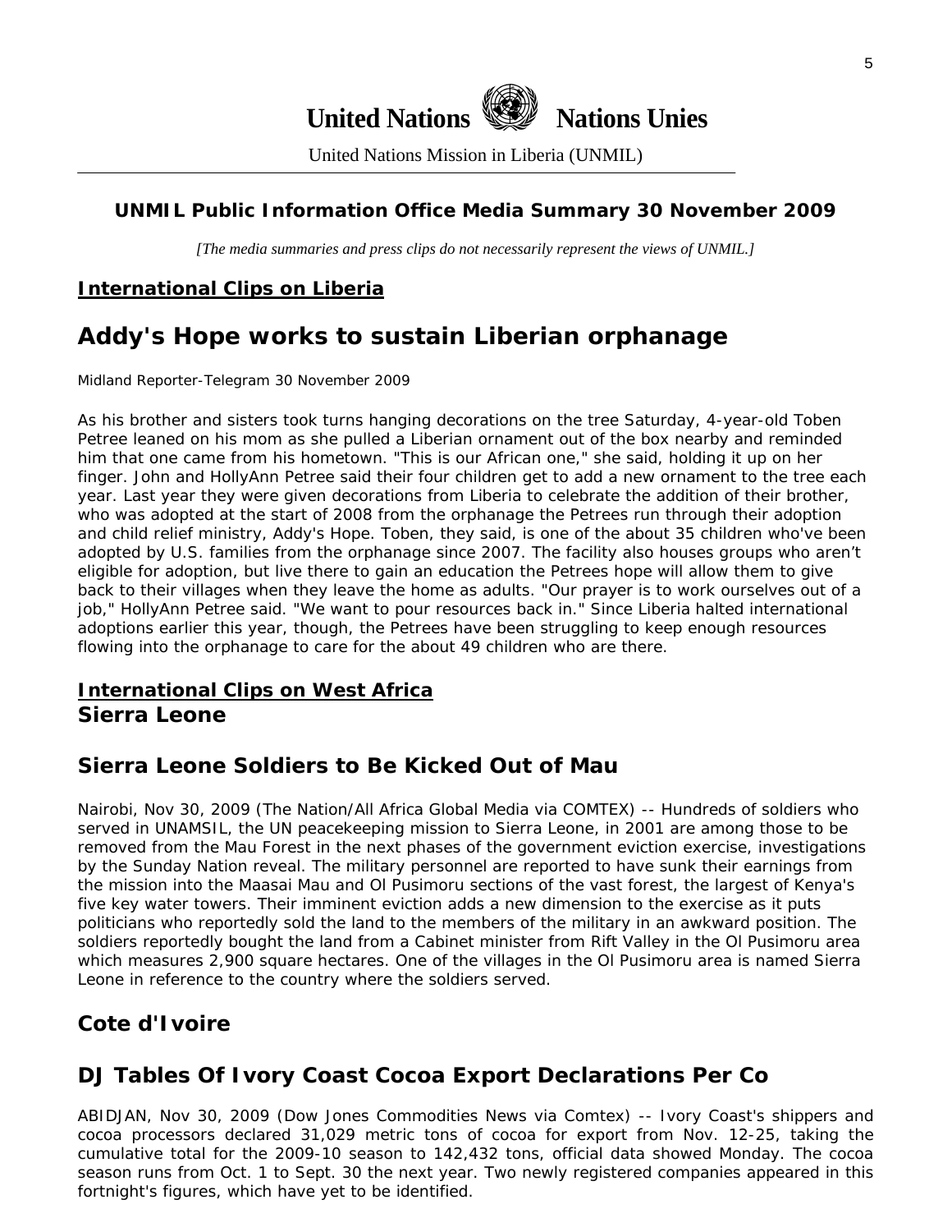# United Nations Nations Unies

United Nations Mission in Liberia (UNMIL)

### UNMIL Public Information Office Media Summary 30 November 2009

*[The media summaries and press clips do not necessarily represent the views of UNMIL.]*

**International Clips on Liberia**

## Addy's Hope works to sustain Liberian orphanage

Midland Reporter-Telegram 30 November 2009

As his brother and sisters took turns hanging decorations on the tree Saturday, 4-year-old Toben Petree leaned on his mom as she pulled a Liberian ornament out of the box nearby and reminded him that one came from his hometown. "This is our African one," she said, holding it up on her finger. John and HollyAnn Petree said their four children get to add a new ornament to the tree each year. Last year they were given decorations from Liberia to celebrate the addition of their brother, who was adopted at the start of 2008 from the orphanage the Petrees run through their adoption and child relief ministry, Addy's Hope. Toben, they said, is one of the about 35 children who've been adopted by U.S. families from the orphanage since 2007. The facility also houses groups who aren't eligible for adoption, but live there to gain an education the Petrees hope will allow them to give back to their villages when they leave the home as adults. "Our prayer is to work ourselves out of a job," HollyAnn Petree said. "We want to pour resources back in." Since Liberia halted international adoptions earlier this year, though, the Petrees have been struggling to keep enough resources flowing into the orphanage to care for the about 49 children who are there.

**International Clips on West Africa**

### Sierra Leone

## Sierra Leone Soldiers to Be Kicked Out of Mau

Nairobi, Nov 30, 2009 (The Nation/All Africa Global Media via COMTEX) -- Hundreds of soldiers who served in UNAMSIL, the UN peacekeeping mission to Sierra Leone, in 2001 are among those to be removed from the Mau Forest in the next phases of the government eviction exercise, investigations by the Sunday Nation reveal. The military personnel are reported to have sunk their earnings from the mission into the Maasai Mau and Ol Pusimoru sections of the vast forest, the largest of Kenya's five key water towers. Their imminent eviction adds a new dimension to the exercise as it puts politicians who reportedly sold the land to the members of the military in an awkward position. The soldiers reportedly bought the land from a Cabinet minister from Rift Valley in the Ol Pusimoru area which measures 2,900 square hectares. One of the villages in the Ol Pusimoru area is named Sierra Leone in reference to the country where the soldiers served.

### Cote d'Ivoire

## DJ Tables Of Ivory Coast Cocoa Export Declarations Per Co

ABIDJAN, Nov 30, 2009 (Dow Jones Commodities News via Comtex) -- Ivory Coast's shippers and cocoa processors declared 31,029 metric tons of cocoa for export from Nov. 12-25, taking the cumulative total for the 2009-10 season to 142,432 tons, official data showed Monday. The cocoa season runs from Oct. 1 to Sept. 30 the next year. Two newly registered companies appeared in this fortnight's figures, which have yet to be identified.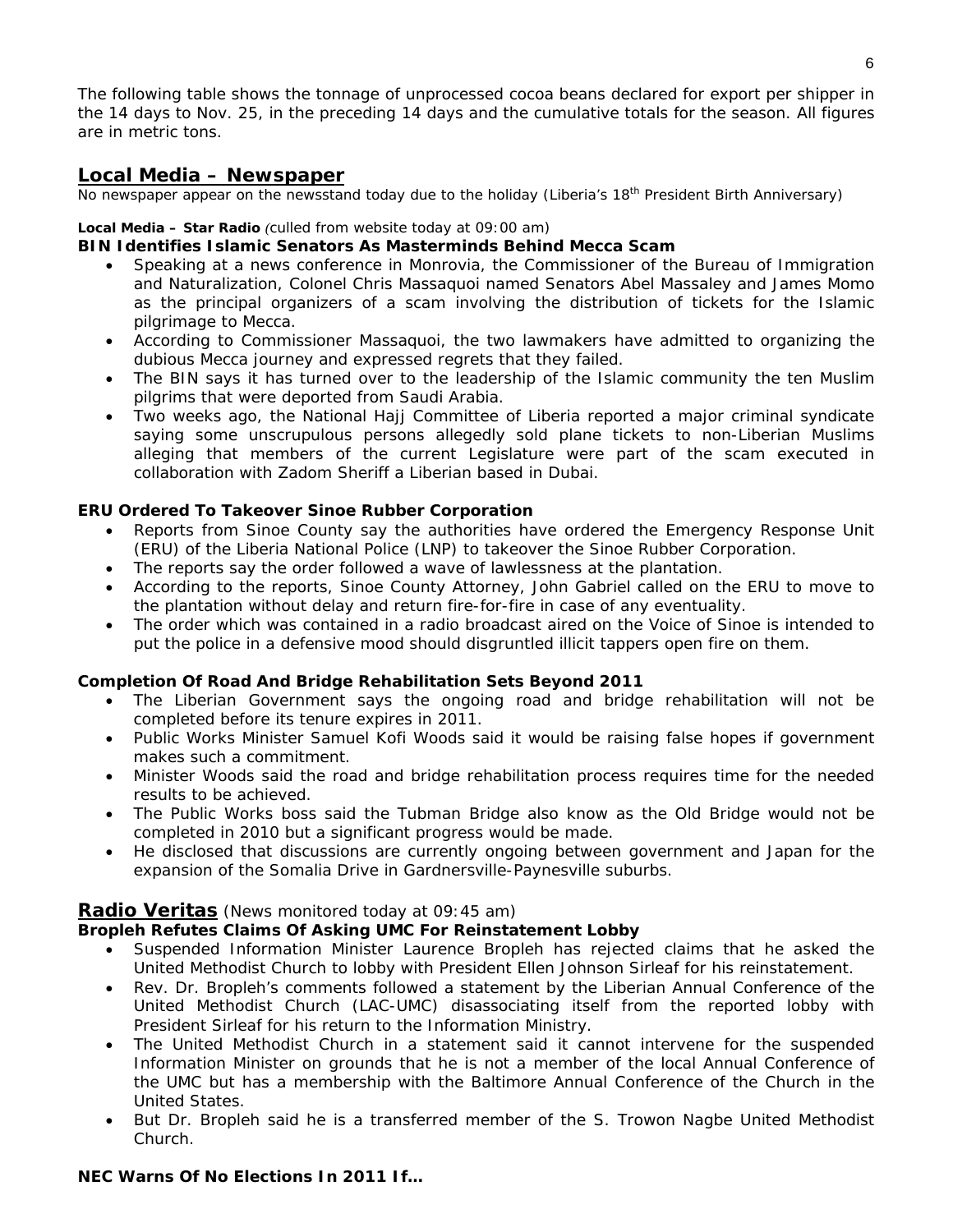The following table shows the tonnage of unprocessed cocoa beans declared for export per shipper in the 14 days to Nov. 25, in the preceding 14 days and the cumulative totals for the season. All figures are in metric tons.

## Local Media – Newspaper

No newspaper appear on the newsstand today due to the holiday (Liberia's 18th President Birth Anniversary)

**Local Media – Star Radio** *(culled from website today at 09:00 am)*

**BIN Identifies Islamic Senators As Masterminds Behind Mecca Scam**

- Speaking at a news conference in Monrovia, the Commissioner of the Bureau of Immigration and Naturalization, Colonel Chris Massaquoi named Senators Abel Massaley and James Momo as the principal organizers of a scam involving the distribution of tickets for the Islamic pilgrimage to Mecca.
- According to Commissioner Massaquoi, the two lawmakers have admitted to organizing the dubious Mecca journey and expressed regrets that they failed.
- The BIN says it has turned over to the leadership of the Islamic community the ten Muslim pilgrims that were deported from Saudi Arabia.
- Two weeks ago, the National Hajj Committee of Liberia reported a major criminal syndicate saying some unscrupulous persons allegedly sold plane tickets to non-Liberian Muslims alleging that members of the current Legislature were part of the scam executed in collaboration with Zadom Sheriff a Liberian based in Dubai.

**ERU Ordered To Takeover Sinoe Rubber Corporation**

- Reports from Sinoe County say the authorities have ordered the Emergency Response Unit (ERU) of the Liberia National Police (LNP) to takeover the Sinoe Rubber Corporation.
- The reports say the order followed a wave of lawlessness at the plantation.
- According to the reports, Sinoe County Attorney, John Gabriel called on the ERU to move to the plantation without delay and return fire-for-fire in case of any eventuality.
- The order which was contained in a radio broadcast aired on the Voice of Sinoe is intended to put the police in a defensive mood should disgruntled illicit tappers open fire on them.

**Completion Of Road And Bridge Rehabilitation Sets Beyond 2011**

- The Liberian Government says the ongoing road and bridge rehabilitation will not be completed before its tenure expires in 2011.
- Public Works Minister Samuel Kofi Woods said it would be raising false hopes if government makes such a commitment.
- Minister Woods said the road and bridge rehabilitation process requires time for the needed results to be achieved.
- The Public Works boss said the Tubman Bridge also know as the Old Bridge would not be completed in 2010 but a significant progress would be made.
- He disclosed that discussions are currently ongoing between government and Japan for the expansion of the Somalia Drive in Gardnersville-Paynesville suburbs.

## Radio Veritas (News monitored today at 09:45 am)

**Bropleh Refutes Claims Of Asking UMC For Reinstatement Lobby**

- Suspended Information Minister Laurence Bropleh has rejected claims that he asked the United Methodist Church to lobby with President Ellen Johnson Sirleaf for his reinstatement.
- Rev. Dr. Bropleh's comments followed a statement by the Liberian Annual Conference of the United Methodist Church (LAC-UMC) disassociating itself from the reported lobby with President Sirleaf for his return to the Information Ministry.
- The United Methodist Church in a statement said it cannot intervene for the suspended Information Minister on grounds that he is not a member of the local Annual Conference of the UMC but has a membership with the Baltimore Annual Conference of the Church in the United States.
- But Dr. Bropleh said he is a transferred member of the S. Trowon Nagbe United Methodist Church.

**NEC Warns Of No Elections In 2011 If…**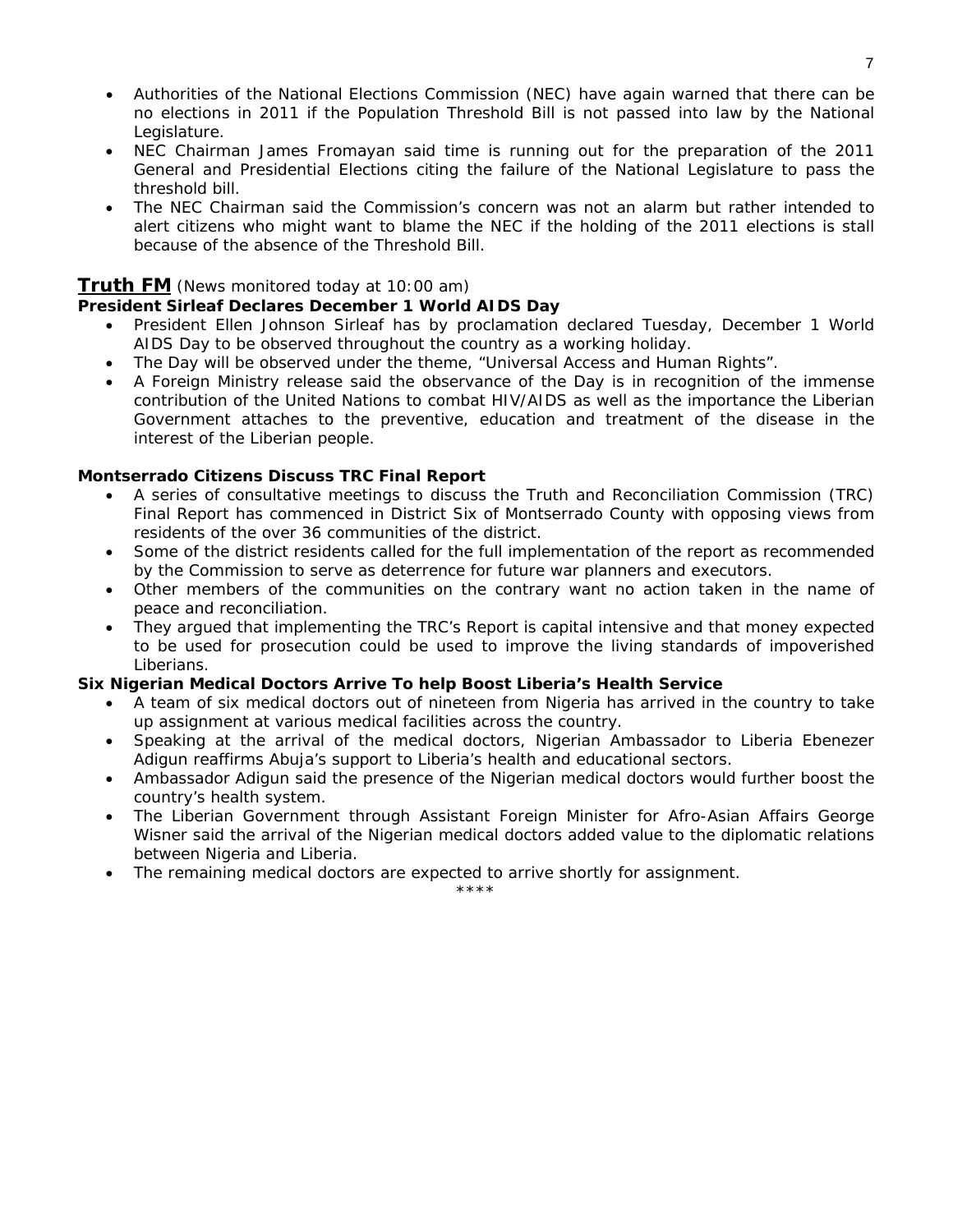- Authorities of the National Elections Commission (NEC) have again warned that there can be no elections in 2011 if the Population Threshold Bill is not passed into law by the National Legislature.
- NEC Chairman James Fromayan said time is running out for the preparation of the 2011 General and Presidential Elections citing the failure of the National Legislature to pass the threshold bill.
- The NEC Chairman said the Commission's concern was not an alarm but rather intended to alert citizens who might want to blame the NEC if the holding of the 2011 elections is stall because of the absence of the Threshold Bill.

## **Truth FM** (News monitored today at 10:00 am)

**President Sirleaf Declares December 1 World AIDS Day**

- President Ellen Johnson Sirleaf has by proclamation declared Tuesday, December 1 World AIDS Day to be observed throughout the country as a working holiday.
- The Day will be observed under the theme, "Universal Access and Human Rights".
- A Foreign Ministry release said the observance of the Day is in recognition of the immense contribution of the United Nations to combat HIV/AIDS as well as the importance the Liberian Government attaches to the preventive, education and treatment of the disease in the interest of the Liberian people.

**Montserrado Citizens Discuss TRC Final Report**

- A series of consultative meetings to discuss the Truth and Reconciliation Commission (TRC) Final Report has commenced in District Six of Montserrado County with opposing views from residents of the over 36 communities of the district.
- Some of the district residents called for the full implementation of the report as recommended by the Commission to serve as deterrence for future war planners and executors.
- Other members of the communities on the contrary want no action taken in the name of peace and reconciliation.
- They argued that implementing the TRC's Report is capital intensive and that money expected to be used for prosecution could be used to improve the living standards of impoverished Liberians.

**Six Nigerian Medical Doctors Arrive To help Boost Liberia's Health Service**

- A team of six medical doctors out of nineteen from Nigeria has arrived in the country to take up assignment at various medical facilities across the country.
- Speaking at the arrival of the medical doctors, Nigerian Ambassador to Liberia Ebenezer Adigun reaffirms Abuja's support to Liberia's health and educational sectors.
- Ambassador Adigun said the presence of the Nigerian medical doctors would further boost the country's health system.
- The Liberian Government through Assistant Foreign Minister for Afro-Asian Affairs George Wisner said the arrival of the Nigerian medical doctors added value to the diplomatic relations between Nigeria and Liberia.
- The remaining medical doctors are expected to arrive shortly for assignment.

****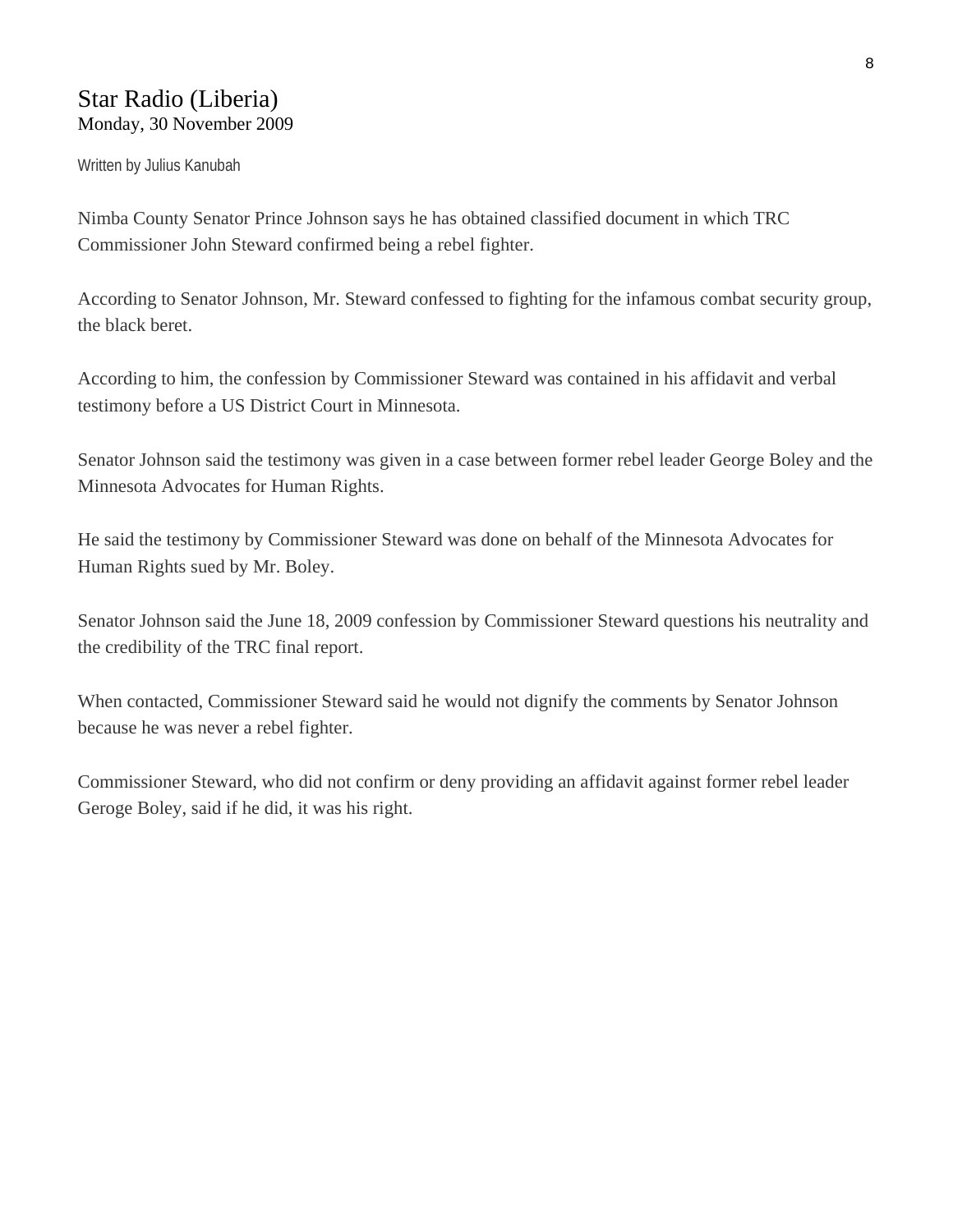## Star Radio (Liberia)
Monday, 30 November 2009

Written by Julius Kanubah

Nimba County Senator Prince Johnson says he has obtained classified document in which TRC Commissioner John Steward confirmed being a rebel fighter.

According to Senator Johnson, Mr. Steward confessed to fighting for the infamous combat security group, the black beret.

According to him, the confession by Commissioner Steward was contained in his affidavit and verbal testimony before a US District Court in Minnesota.

Senator Johnson said the testimony was given in a case between former rebel leader George Boley and the Minnesota Advocates for Human Rights.

He said the testimony by Commissioner Steward was done on behalf of the Minnesota Advocates for Human Rights sued by Mr. Boley.

Senator Johnson said the June 18, 2009 confession by Commissioner Steward questions his neutrality and the credibility of the TRC final report.

When contacted, Commissioner Steward said he would not dignify the comments by Senator Johnson because he was never a rebel fighter.

Commissioner Steward, who did not confirm or deny providing an affidavit against former rebel leader Geroge Boley, said if he did, it was his right.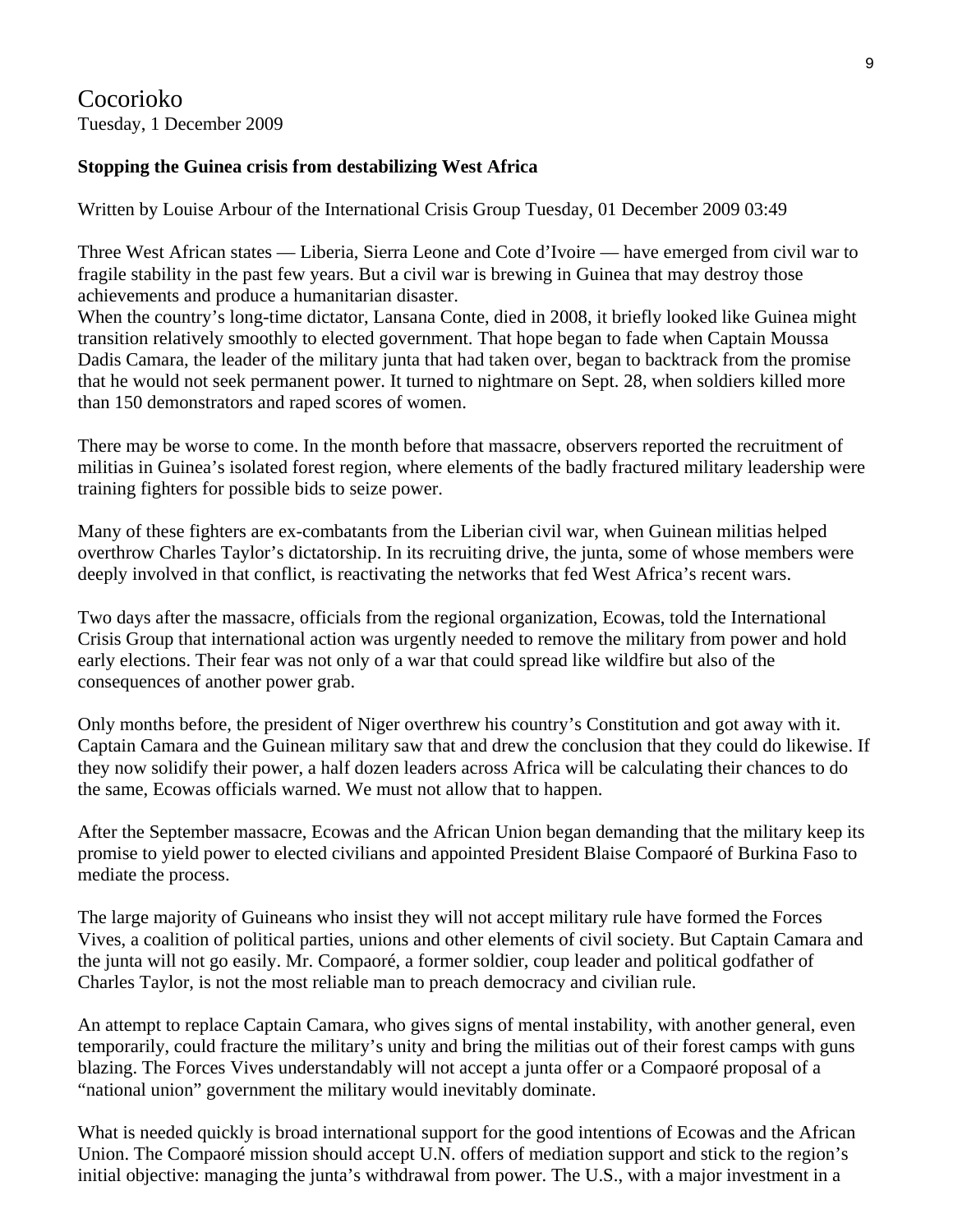Cocorioko
Tuesday, 1 December 2009

**Stopping the Guinea crisis from destabilizing West Africa**

Written by Louise Arbour of the International Crisis Group Tuesday, 01 December 2009 03:49

Three West African states — Liberia, Sierra Leone and Cote d'Ivoire — have emerged from civil war to fragile stability in the past few years. But a civil war is brewing in Guinea that may destroy those achievements and produce a humanitarian disaster.
When the country's long-time dictator, Lansana Conte, died in 2008, it briefly looked like Guinea might transition relatively smoothly to elected government. That hope began to fade when Captain Moussa Dadis Camara, the leader of the military junta that had taken over, began to backtrack from the promise that he would not seek permanent power. It turned to nightmare on Sept. 28, when soldiers killed more than 150 demonstrators and raped scores of women.

There may be worse to come. In the month before that massacre, observers reported the recruitment of militias in Guinea's isolated forest region, where elements of the badly fractured military leadership were training fighters for possible bids to seize power.

Many of these fighters are ex-combatants from the Liberian civil war, when Guinean militias helped overthrow Charles Taylor's dictatorship. In its recruiting drive, the junta, some of whose members were deeply involved in that conflict, is reactivating the networks that fed West Africa's recent wars.

Two days after the massacre, officials from the regional organization, Ecowas, told the International Crisis Group that international action was urgently needed to remove the military from power and hold early elections. Their fear was not only of a war that could spread like wildfire but also of the consequences of another power grab.

Only months before, the president of Niger overthrew his country's Constitution and got away with it. Captain Camara and the Guinean military saw that and drew the conclusion that they could do likewise. If they now solidify their power, a half dozen leaders across Africa will be calculating their chances to do the same, Ecowas officials warned. We must not allow that to happen.

After the September massacre, Ecowas and the African Union began demanding that the military keep its promise to yield power to elected civilians and appointed President Blaise Compaoré of Burkina Faso to mediate the process.

The large majority of Guineans who insist they will not accept military rule have formed the Forces Vives, a coalition of political parties, unions and other elements of civil society. But Captain Camara and the junta will not go easily. Mr. Compaoré, a former soldier, coup leader and political godfather of Charles Taylor, is not the most reliable man to preach democracy and civilian rule.

An attempt to replace Captain Camara, who gives signs of mental instability, with another general, even temporarily, could fracture the military's unity and bring the militias out of their forest camps with guns blazing. The Forces Vives understandably will not accept a junta offer or a Compaoré proposal of a "national union" government the military would inevitably dominate.

What is needed quickly is broad international support for the good intentions of Ecowas and the African Union. The Compaoré mission should accept U.N. offers of mediation support and stick to the region's initial objective: managing the junta's withdrawal from power. The U.S., with a major investment in a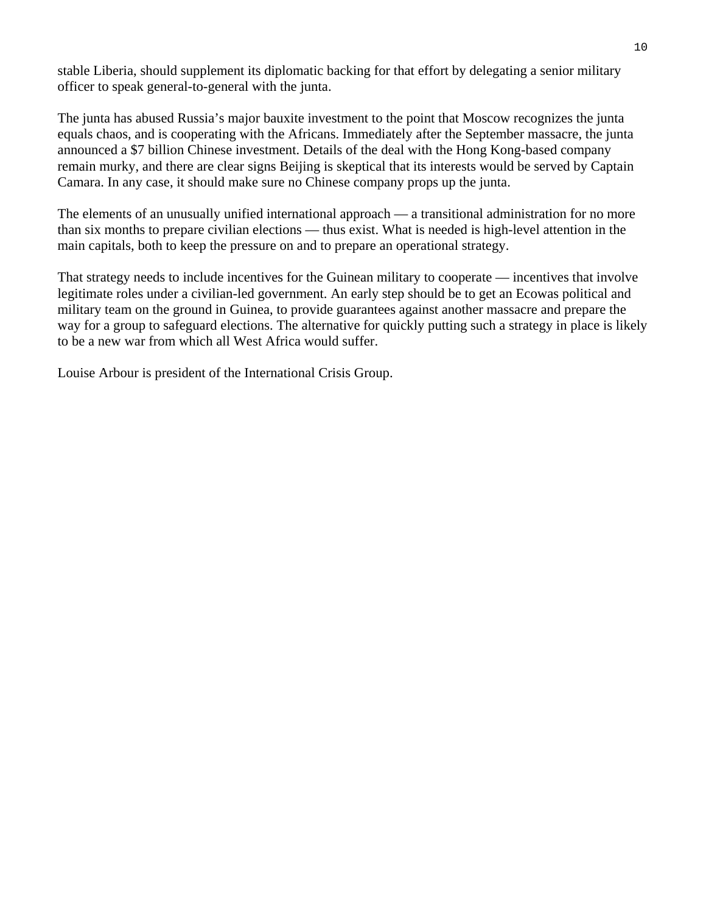stable Liberia, should supplement its diplomatic backing for that effort by delegating a senior military officer to speak general-to-general with the junta.

The junta has abused Russia's major bauxite investment to the point that Moscow recognizes the junta equals chaos, and is cooperating with the Africans. Immediately after the September massacre, the junta announced a $7 billion Chinese investment. Details of the deal with the Hong Kong-based company remain murky, and there are clear signs Beijing is skeptical that its interests would be served by Captain Camara. In any case, it should make sure no Chinese company props up the junta.

The elements of an unusually unified international approach — a transitional administration for no more than six months to prepare civilian elections — thus exist. What is needed is high-level attention in the main capitals, both to keep the pressure on and to prepare an operational strategy.

That strategy needs to include incentives for the Guinean military to cooperate — incentives that involve legitimate roles under a civilian-led government. An early step should be to get an Ecowas political and military team on the ground in Guinea, to provide guarantees against another massacre and prepare the way for a group to safeguard elections. The alternative for quickly putting such a strategy in place is likely to be a new war from which all West Africa would suffer.

Louise Arbour is president of the International Crisis Group.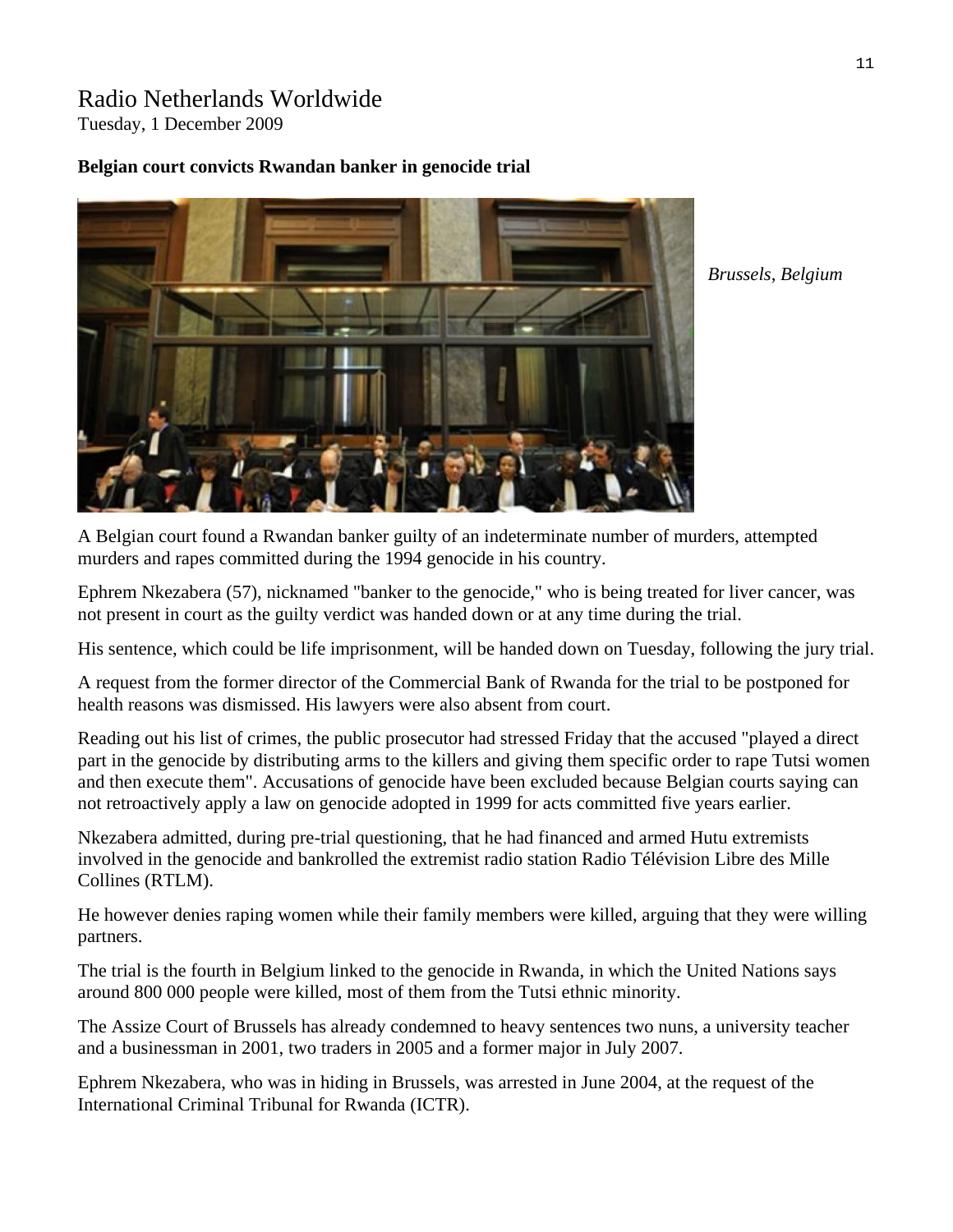Radio Netherlands Worldwide
Tuesday, 1 December 2009

**Belgian court convicts Rwandan banker in genocide trial**

*Brussels, Belgium*

A Belgian court found a Rwandan banker guilty of an indeterminate number of murders, attempted murders and rapes committed during the 1994 genocide in his country.

Ephrem Nkezabera (57), nicknamed "banker to the genocide," who is being treated for liver cancer, was not present in court as the guilty verdict was handed down or at any time during the trial.

His sentence, which could be life imprisonment, will be handed down on Tuesday, following the jury trial.

A request from the former director of the Commercial Bank of Rwanda for the trial to be postponed for health reasons was dismissed. His lawyers were also absent from court.

Reading out his list of crimes, the public prosecutor had stressed Friday that the accused "played a direct part in the genocide by distributing arms to the killers and giving them specific order to rape Tutsi women and then execute them". Accusations of genocide have been excluded because Belgian courts saying can not retroactively apply a law on genocide adopted in 1999 for acts committed five years earlier.

Nkezabera admitted, during pre-trial questioning, that he had financed and armed Hutu extremists involved in the genocide and bankrolled the extremist radio station Radio Télévision Libre des Mille Collines (RTLM).

He however denies raping women while their family members were killed, arguing that they were willing partners.

The trial is the fourth in Belgium linked to the genocide in Rwanda, in which the United Nations says around 800 000 people were killed, most of them from the Tutsi ethnic minority.

The Assize Court of Brussels has already condemned to heavy sentences two nuns, a university teacher and a businessman in 2001, two traders in 2005 and a former major in July 2007.

Ephrem Nkezabera, who was in hiding in Brussels, was arrested in June 2004, at the request of the International Criminal Tribunal for Rwanda (ICTR).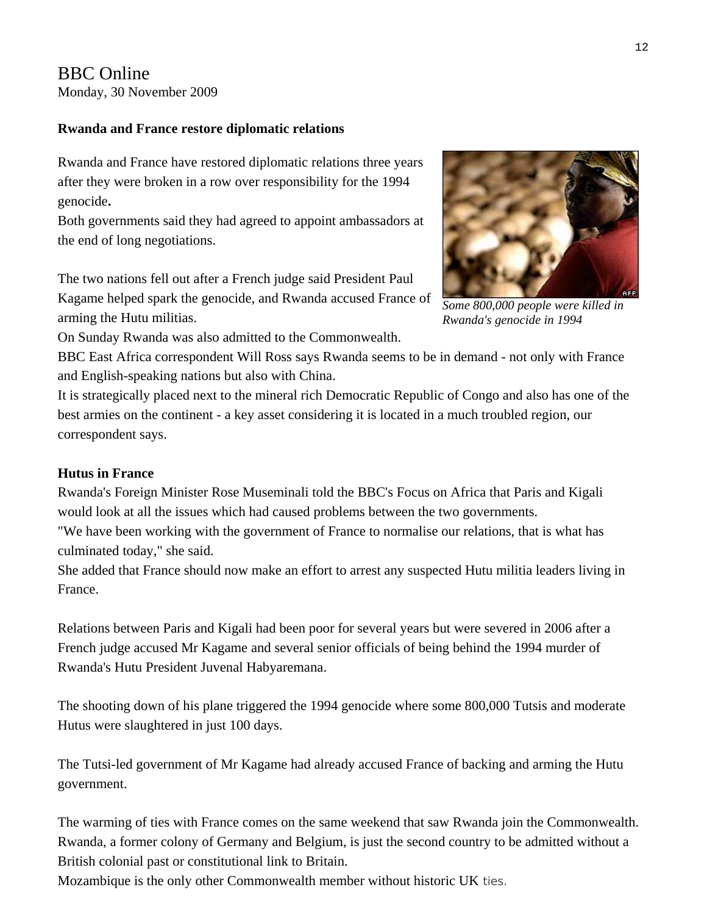BBC Online
Monday, 30 November 2009

**Rwanda and France restore diplomatic relations**

Rwanda and France have restored diplomatic relations three years after they were broken in a row over responsibility for the 1994 genocide**.**

Both governments said they had agreed to appoint ambassadors at the end of long negotiations.

The two nations fell out after a French judge said President Paul Kagame helped spark the genocide, and Rwanda accused France of arming the Hutu militias.

*Some 800,000 people were killed in Rwanda's genocide in 1994*

On Sunday Rwanda was also admitted to the Commonwealth.

BBC East Africa correspondent Will Ross says Rwanda seems to be in demand - not only with France and English-speaking nations but also with China.

It is strategically placed next to the mineral rich Democratic Republic of Congo and also has one of the best armies on the continent - a key asset considering it is located in a much troubled region, our correspondent says.

**Hutus in France**

Rwanda's Foreign Minister Rose Museminali told the BBC's Focus on Africa that Paris and Kigali would look at all the issues which had caused problems between the two governments.

"We have been working with the government of France to normalise our relations, that is what has culminated today," she said.

She added that France should now make an effort to arrest any suspected Hutu militia leaders living in France.

Relations between Paris and Kigali had been poor for several years but were severed in 2006 after a French judge accused Mr Kagame and several senior officials of being behind the 1994 murder of Rwanda's Hutu President Juvenal Habyaremana.

The shooting down of his plane triggered the 1994 genocide where some 800,000 Tutsis and moderate Hutus were slaughtered in just 100 days.

The Tutsi-led government of Mr Kagame had already accused France of backing and arming the Hutu government.

The warming of ties with France comes on the same weekend that saw Rwanda join the Commonwealth.

Rwanda, a former colony of Germany and Belgium, is just the second country to be admitted without a British colonial past or constitutional link to Britain.

Mozambique is the only other Commonwealth member without historic UK ties.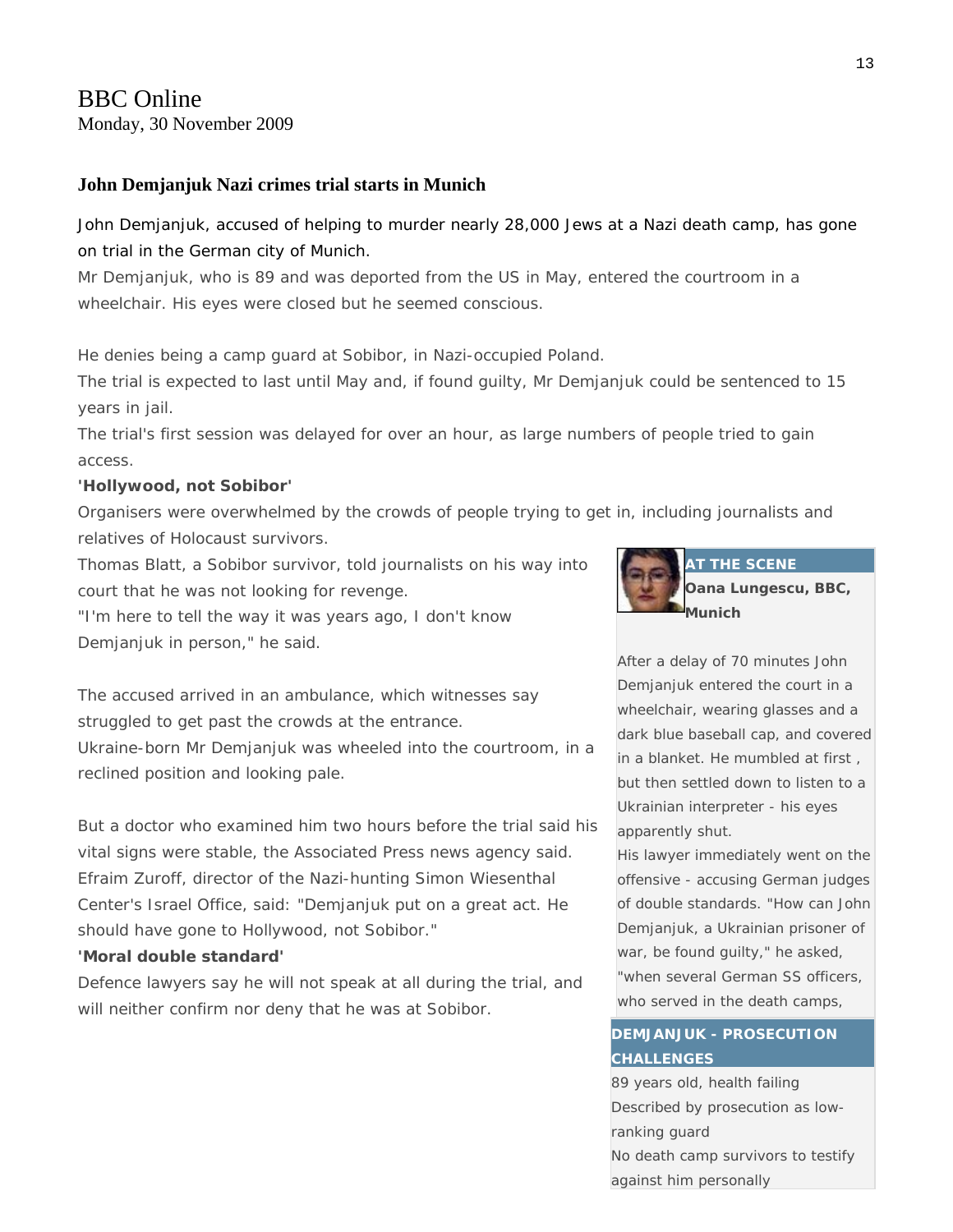# BBC Online

Monday, 30 November 2009

## John Demjanjuk Nazi crimes trial starts in Munich

John Demjanjuk, accused of helping to murder nearly 28,000 Jews at a Nazi death camp, has gone on trial in the German city of Munich.

Mr Demjanjuk, who is 89 and was deported from the US in May, entered the courtroom in a wheelchair. His eyes were closed but he seemed conscious.

He denies being a camp guard at Sobibor, in Nazi-occupied Poland.

The trial is expected to last until May and, if found guilty, Mr Demjanjuk could be sentenced to 15 years in jail.

The trial's first session was delayed for over an hour, as large numbers of people tried to gain access.

**'Hollywood, not Sobibor'**

Organisers were overwhelmed by the crowds of people trying to get in, including journalists and relatives of Holocaust survivors.

Thomas Blatt, a Sobibor survivor, told journalists on his way into court that he was not looking for revenge.

"I'm here to tell the way it was years ago, I don't know Demjanjuk in person," he said.

The accused arrived in an ambulance, which witnesses say struggled to get past the crowds at the entrance.

Ukraine-born Mr Demjanjuk was wheeled into the courtroom, in a reclined position and looking pale.

But a doctor who examined him two hours before the trial said his vital signs were stable, the Associated Press news agency said.

Efraim Zuroff, director of the Nazi-hunting Simon Wiesenthal Center's Israel Office, said: "Demjanjuk put on a great act. He should have gone to Hollywood, not Sobibor."

**'Moral double standard'**

Defence lawyers say he will not speak at all during the trial, and will neither confirm nor deny that he was at Sobibor.

**AT THE SCENE**

**Oana Lungescu, BBC, Munich**

After a delay of 70 minutes John Demjanjuk entered the court in a wheelchair, wearing glasses and a dark blue baseball cap, and covered in a blanket. He mumbled at first , but then settled down to listen to a Ukrainian interpreter - his eyes apparently shut.

His lawyer immediately went on the offensive - accusing German judges of double standards. "How can John Demjanjuk, a Ukrainian prisoner of war, be found guilty," he asked, "when several German SS officers, who served in the death camps,

**DEMJANJUK - PROSECUTION CHALLENGES**

89 years old, health failing

Described by prosecution as low-ranking guard

No death camp survivors to testify against him personally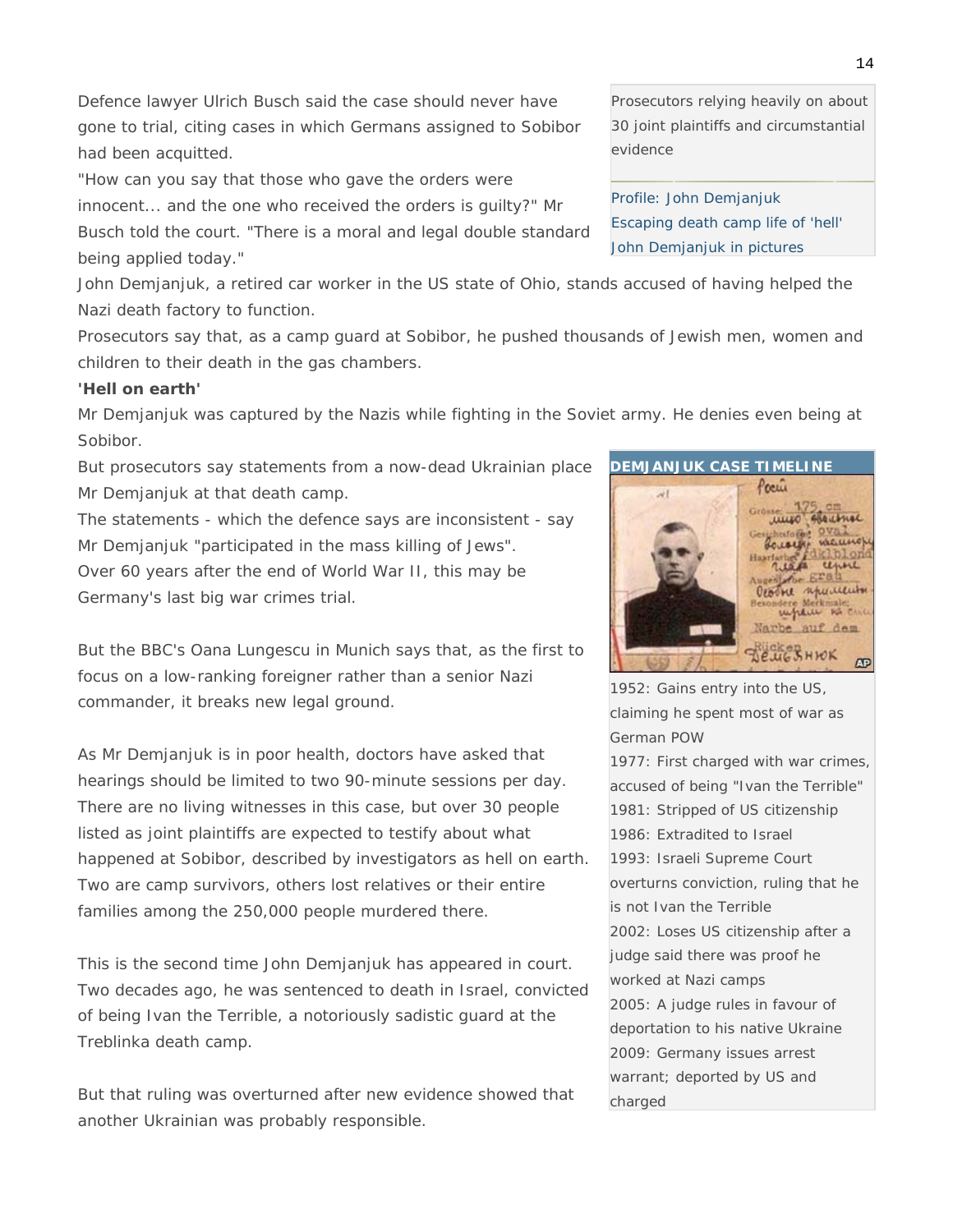Defence lawyer Ulrich Busch said the case should never have gone to trial, citing cases in which Germans assigned to Sobibor had been acquitted.

"How can you say that those who gave the orders were innocent... and the one who received the orders is guilty?" Mr Busch told the court. "There is a moral and legal double standard being applied today."

John Demjanjuk, a retired car worker in the US state of Ohio, stands accused of having helped the Nazi death factory to function.

Prosecutors say that, as a camp guard at Sobibor, he pushed thousands of Jewish men, women and children to their death in the gas chambers.

**'Hell on earth'**

Mr Demjanjuk was captured by the Nazis while fighting in the Soviet army. He denies even being at Sobibor.

But prosecutors say statements from a now-dead Ukrainian place Mr Demjanjuk at that death camp.

The statements - which the defence says are inconsistent - say Mr Demjanjuk "participated in the mass killing of Jews".

Over 60 years after the end of World War II, this may be Germany's last big war crimes trial.

But the BBC's Oana Lungescu in Munich says that, as the first to focus on a low-ranking foreigner rather than a senior Nazi commander, it breaks new legal ground.

As Mr Demjanjuk is in poor health, doctors have asked that hearings should be limited to two 90-minute sessions per day. There are no living witnesses in this case, but over 30 people listed as joint plaintiffs are expected to testify about what happened at Sobibor, described by investigators as hell on earth. Two are camp survivors, others lost relatives or their entire families among the 250,000 people murdered there.

This is the second time John Demjanjuk has appeared in court. Two decades ago, he was sentenced to death in Israel, convicted of being Ivan the Terrible, a notoriously sadistic guard at the Treblinka death camp.

But that ruling was overturned after new evidence showed that another Ukrainian was probably responsible.

Prosecutors relying heavily on about 30 joint plaintiffs and circumstantial evidence

Profile: John Demjanjuk
Escaping death camp life of 'hell'
John Demjanjuk in pictures

**DEMJANJUK CASE TIMELINE**

1952: Gains entry into the US, claiming he spent most of war as German POW
1977: First charged with war crimes, accused of being "Ivan the Terrible"
1981: Stripped of US citizenship
1986: Extradited to Israel
1993: Israeli Supreme Court overturns conviction, ruling that he is not Ivan the Terrible
2002: Loses US citizenship after a judge said there was proof he worked at Nazi camps
2005: A judge rules in favour of deportation to his native Ukraine
2009: Germany issues arrest warrant; deported by US and charged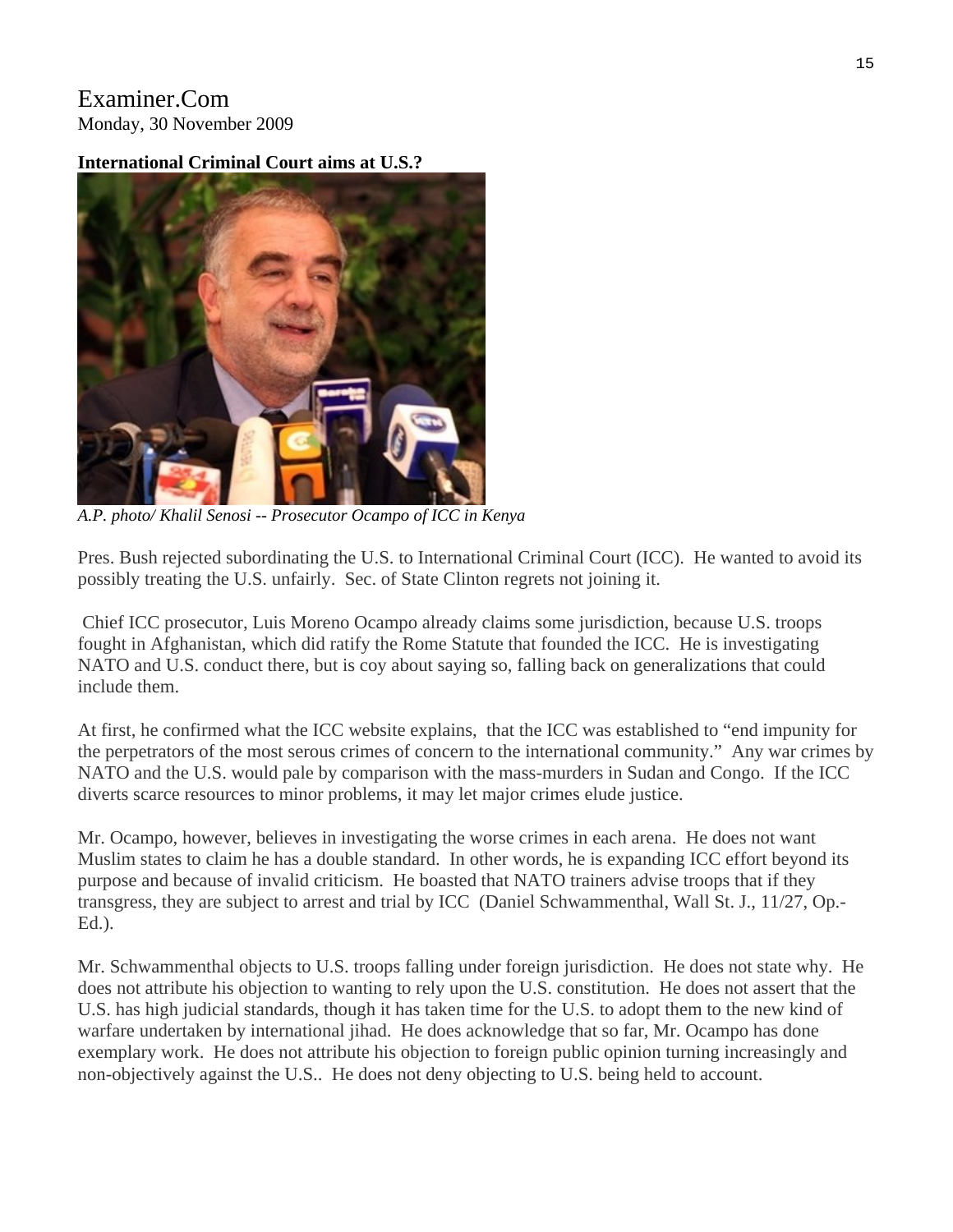Examiner.Com
Monday, 30 November 2009

**International Criminal Court aims at U.S.?**

*A.P. photo/ Khalil Senosi -- Prosecutor Ocampo of ICC in Kenya*

Pres. Bush rejected subordinating the U.S. to International Criminal Court (ICC). He wanted to avoid its possibly treating the U.S. unfairly. Sec. of State Clinton regrets not joining it.

Chief ICC prosecutor, Luis Moreno Ocampo already claims some jurisdiction, because U.S. troops fought in Afghanistan, which did ratify the Rome Statute that founded the ICC. He is investigating NATO and U.S. conduct there, but is coy about saying so, falling back on generalizations that could include them.

At first, he confirmed what the ICC website explains, that the ICC was established to "end impunity for the perpetrators of the most serous crimes of concern to the international community." Any war crimes by NATO and the U.S. would pale by comparison with the mass-murders in Sudan and Congo. If the ICC diverts scarce resources to minor problems, it may let major crimes elude justice.

Mr. Ocampo, however, believes in investigating the worse crimes in each arena. He does not want Muslim states to claim he has a double standard. In other words, he is expanding ICC effort beyond its purpose and because of invalid criticism. He boasted that NATO trainers advise troops that if they transgress, they are subject to arrest and trial by ICC (Daniel Schwammenthal, Wall St. J., 11/27, Op.-Ed.).

Mr. Schwammenthal objects to U.S. troops falling under foreign jurisdiction. He does not state why. He does not attribute his objection to wanting to rely upon the U.S. constitution. He does not assert that the U.S. has high judicial standards, though it has taken time for the U.S. to adopt them to the new kind of warfare undertaken by international jihad. He does acknowledge that so far, Mr. Ocampo has done exemplary work. He does not attribute his objection to foreign public opinion turning increasingly and non-objectively against the U.S.. He does not deny objecting to U.S. being held to account.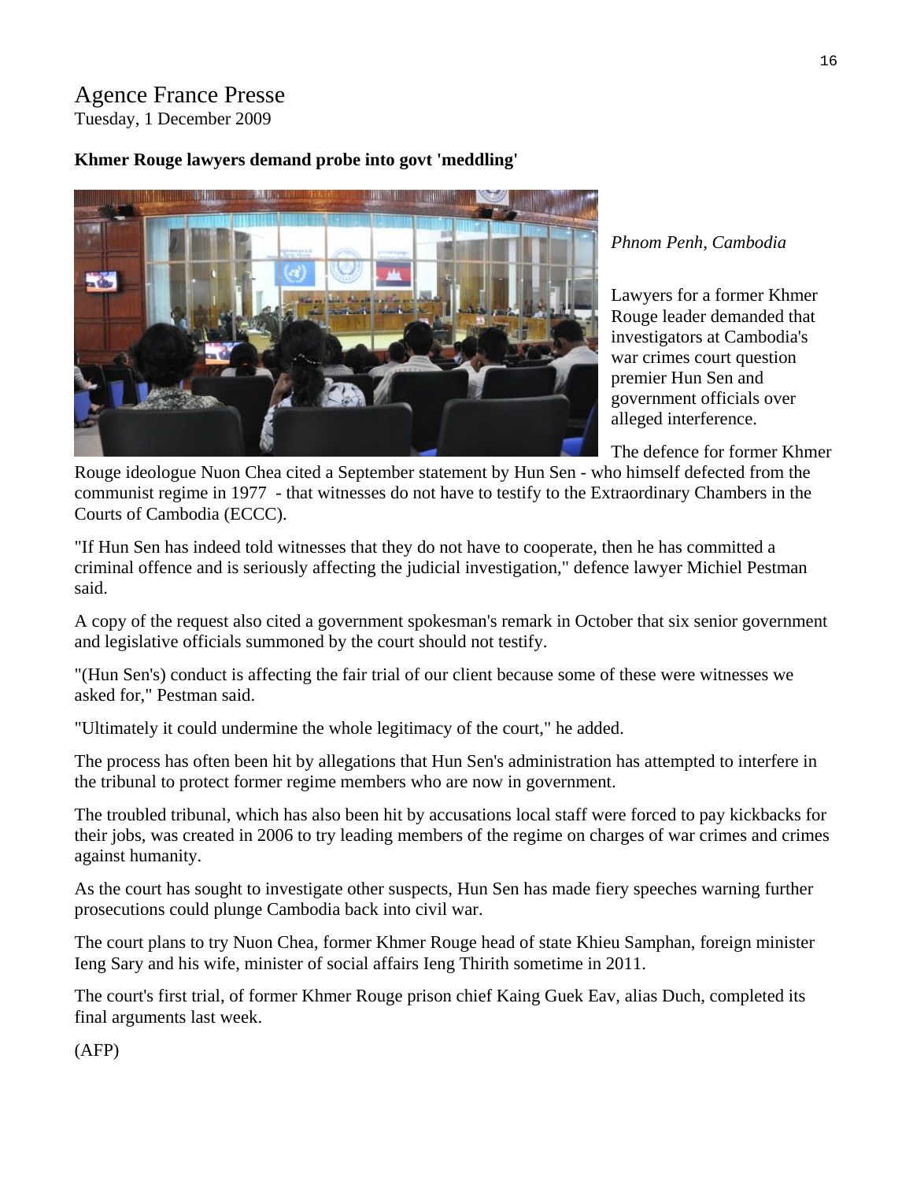Agence France Presse
Tuesday, 1 December 2009

**Khmer Rouge lawyers demand probe into govt 'meddling'**

*Phnom Penh, Cambodia*

Lawyers for a former Khmer Rouge leader demanded that investigators at Cambodia's war crimes court question premier Hun Sen and government officials over alleged interference.

The defence for former Khmer Rouge ideologue Nuon Chea cited a September statement by Hun Sen - who himself defected from the communist regime in 1977 - that witnesses do not have to testify to the Extraordinary Chambers in the Courts of Cambodia (ECCC).

"If Hun Sen has indeed told witnesses that they do not have to cooperate, then he has committed a criminal offence and is seriously affecting the judicial investigation," defence lawyer Michiel Pestman said.

A copy of the request also cited a government spokesman's remark in October that six senior government and legislative officials summoned by the court should not testify.

"(Hun Sen's) conduct is affecting the fair trial of our client because some of these were witnesses we asked for," Pestman said.

"Ultimately it could undermine the whole legitimacy of the court," he added.

The process has often been hit by allegations that Hun Sen's administration has attempted to interfere in the tribunal to protect former regime members who are now in government.

The troubled tribunal, which has also been hit by accusations local staff were forced to pay kickbacks for their jobs, was created in 2006 to try leading members of the regime on charges of war crimes and crimes against humanity.

As the court has sought to investigate other suspects, Hun Sen has made fiery speeches warning further prosecutions could plunge Cambodia back into civil war.

The court plans to try Nuon Chea, former Khmer Rouge head of state Khieu Samphan, foreign minister Ieng Sary and his wife, minister of social affairs Ieng Thirith sometime in 2011.

The court's first trial, of former Khmer Rouge prison chief Kaing Guek Eav, alias Duch, completed its final arguments last week.

(AFP)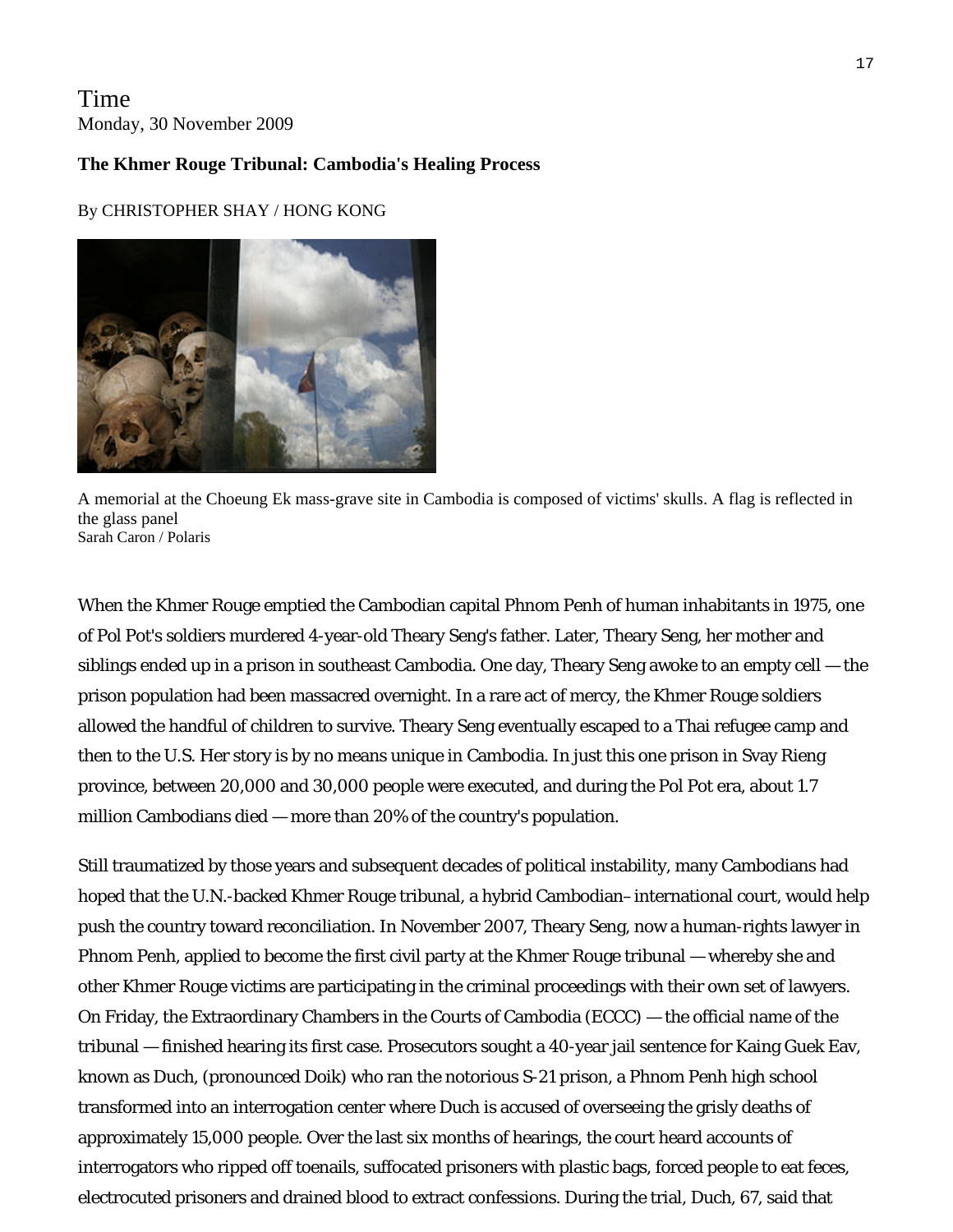Time
Monday, 30 November 2009

**The Khmer Rouge Tribunal: Cambodia's Healing Process**

By CHRISTOPHER SHAY / HONG KONG

A memorial at the Choeung Ek mass-grave site in Cambodia is composed of victims' skulls. A flag is reflected in the glass panel
Sarah Caron / Polaris

When the Khmer Rouge emptied the Cambodian capital Phnom Penh of human inhabitants in 1975, one of Pol Pot's soldiers murdered 4-year-old Theary Seng's father. Later, Theary Seng, her mother and siblings ended up in a prison in southeast Cambodia. One day, Theary Seng awoke to an empty cell — the prison population had been massacred overnight. In a rare act of mercy, the Khmer Rouge soldiers allowed the handful of children to survive. Theary Seng eventually escaped to a Thai refugee camp and then to the U.S. Her story is by no means unique in Cambodia. In just this one prison in Svay Rieng province, between 20,000 and 30,000 people were executed, and during the Pol Pot era, about 1.7 million Cambodians died — more than 20% of the country's population.

Still traumatized by those years and subsequent decades of political instability, many Cambodians had hoped that the U.N.-backed Khmer Rouge tribunal, a hybrid Cambodian–international court, would help push the country toward reconciliation. In November 2007, Theary Seng, now a human-rights lawyer in Phnom Penh, applied to become the first civil party at the Khmer Rouge tribunal — whereby she and other Khmer Rouge victims are participating in the criminal proceedings with their own set of lawyers. On Friday, the Extraordinary Chambers in the Courts of Cambodia (ECCC) — the official name of the tribunal — finished hearing its first case. Prosecutors sought a 40-year jail sentence for Kaing Guek Eav, known as Duch, (pronounced Doik) who ran the notorious S-21 prison, a Phnom Penh high school transformed into an interrogation center where Duch is accused of overseeing the grisly deaths of approximately 15,000 people. Over the last six months of hearings, the court heard accounts of interrogators who ripped off toenails, suffocated prisoners with plastic bags, forced people to eat feces, electrocuted prisoners and drained blood to extract confessions. During the trial, Duch, 67, said that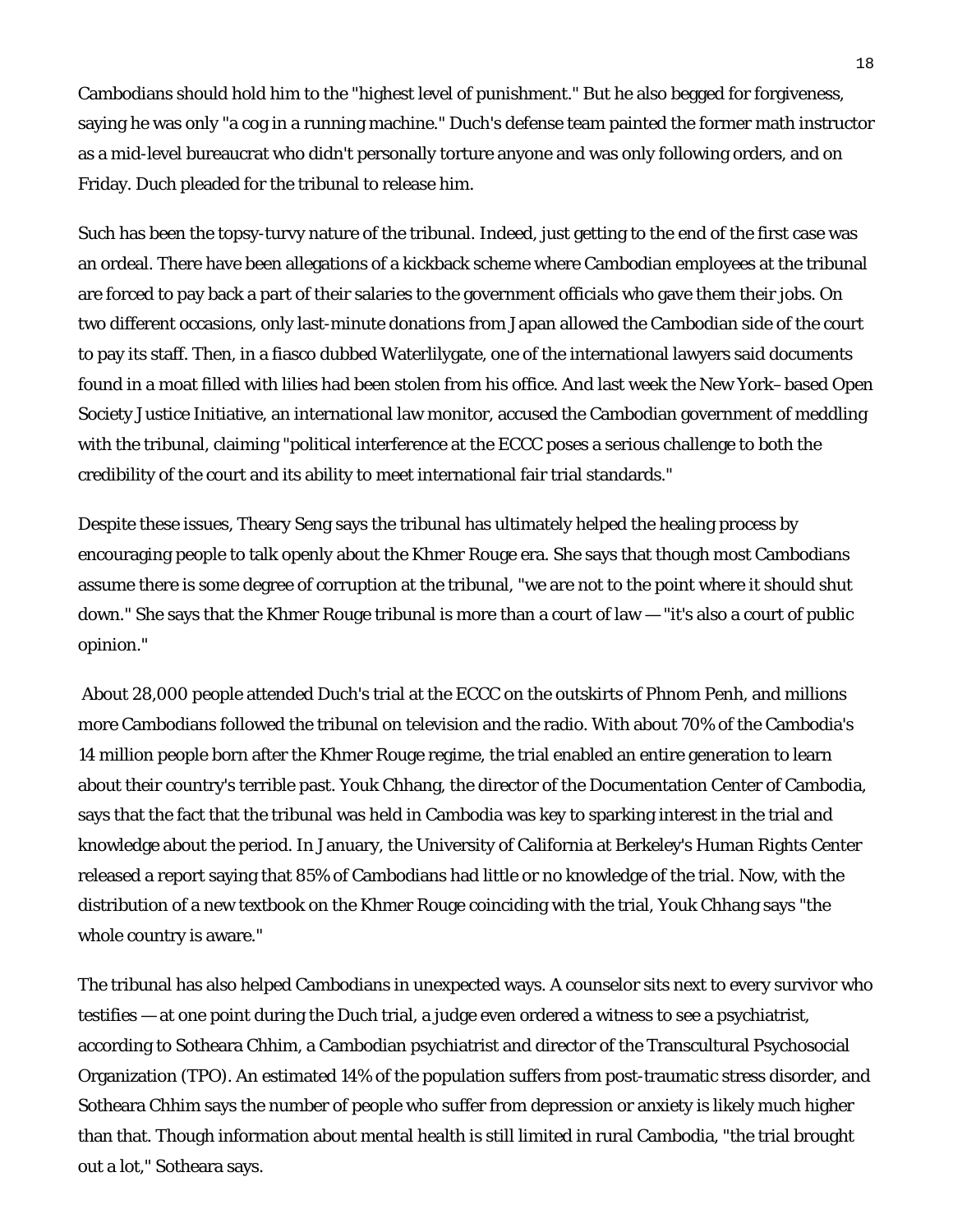Cambodians should hold him to the "highest level of punishment." But he also begged for forgiveness, saying he was only "a cog in a running machine." Duch's defense team painted the former math instructor as a mid-level bureaucrat who didn't personally torture anyone and was only following orders, and on Friday. Duch pleaded for the tribunal to release him.

Such has been the topsy-turvy nature of the tribunal. Indeed, just getting to the end of the first case was an ordeal. There have been allegations of a kickback scheme where Cambodian employees at the tribunal are forced to pay back a part of their salaries to the government officials who gave them their jobs. On two different occasions, only last-minute donations from Japan allowed the Cambodian side of the court to pay its staff. Then, in a fiasco dubbed Waterlilygate, one of the international lawyers said documents found in a moat filled with lilies had been stolen from his office. And last week the New York–based Open Society Justice Initiative, an international law monitor, accused the Cambodian government of meddling with the tribunal, claiming "political interference at the ECCC poses a serious challenge to both the credibility of the court and its ability to meet international fair trial standards."

Despite these issues, Theary Seng says the tribunal has ultimately helped the healing process by encouraging people to talk openly about the Khmer Rouge era. She says that though most Cambodians assume there is some degree of corruption at the tribunal, "we are not to the point where it should shut down." She says that the Khmer Rouge tribunal is more than a court of law — "it's also a court of public opinion."

About 28,000 people attended Duch's trial at the ECCC on the outskirts of Phnom Penh, and millions more Cambodians followed the tribunal on television and the radio. With about 70% of the Cambodia's 14 million people born after the Khmer Rouge regime, the trial enabled an entire generation to learn about their country's terrible past. Youk Chhang, the director of the Documentation Center of Cambodia, says that the fact that the tribunal was held in Cambodia was key to sparking interest in the trial and knowledge about the period. In January, the University of California at Berkeley's Human Rights Center released a report saying that 85% of Cambodians had little or no knowledge of the trial. Now, with the distribution of a new textbook on the Khmer Rouge coinciding with the trial, Youk Chhang says "the whole country is aware."

The tribunal has also helped Cambodians in unexpected ways. A counselor sits next to every survivor who testifies — at one point during the Duch trial, a judge even ordered a witness to see a psychiatrist, according to Sotheara Chhim, a Cambodian psychiatrist and director of the Transcultural Psychosocial Organization (TPO). An estimated 14% of the population suffers from post-traumatic stress disorder, and Sotheara Chhim says the number of people who suffer from depression or anxiety is likely much higher than that. Though information about mental health is still limited in rural Cambodia, "the trial brought out a lot," Sotheara says.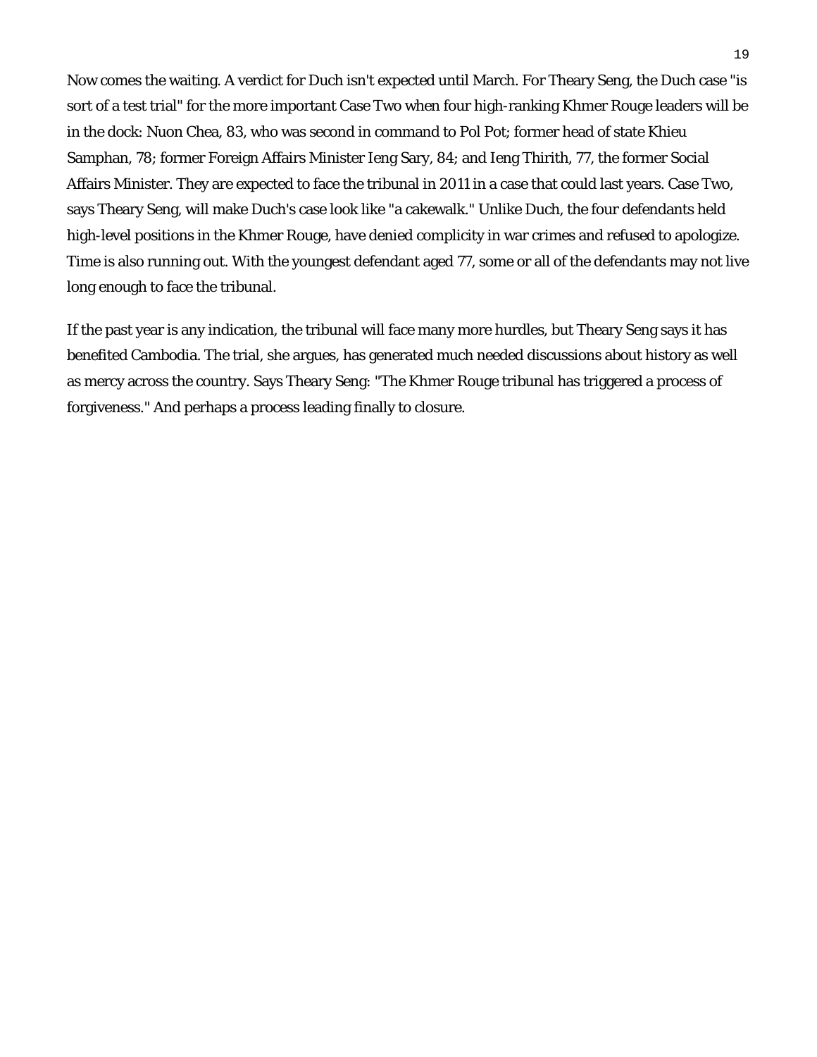Now comes the waiting. A verdict for Duch isn't expected until March. For Theary Seng, the Duch case "is sort of a test trial" for the more important Case Two when four high-ranking Khmer Rouge leaders will be in the dock: Nuon Chea, 83, who was second in command to Pol Pot; former head of state Khieu Samphan, 78; former Foreign Affairs Minister Ieng Sary, 84; and Ieng Thirith, 77, the former Social Affairs Minister. They are expected to face the tribunal in 2011 in a case that could last years. Case Two, says Theary Seng, will make Duch's case look like "a cakewalk." Unlike Duch, the four defendants held high-level positions in the Khmer Rouge, have denied complicity in war crimes and refused to apologize. Time is also running out. With the youngest defendant aged 77, some or all of the defendants may not live long enough to face the tribunal.

If the past year is any indication, the tribunal will face many more hurdles, but Theary Seng says it has benefited Cambodia. The trial, she argues, has generated much needed discussions about history as well as mercy across the country. Says Theary Seng: "The Khmer Rouge tribunal has triggered a process of forgiveness." And perhaps a process leading finally to closure.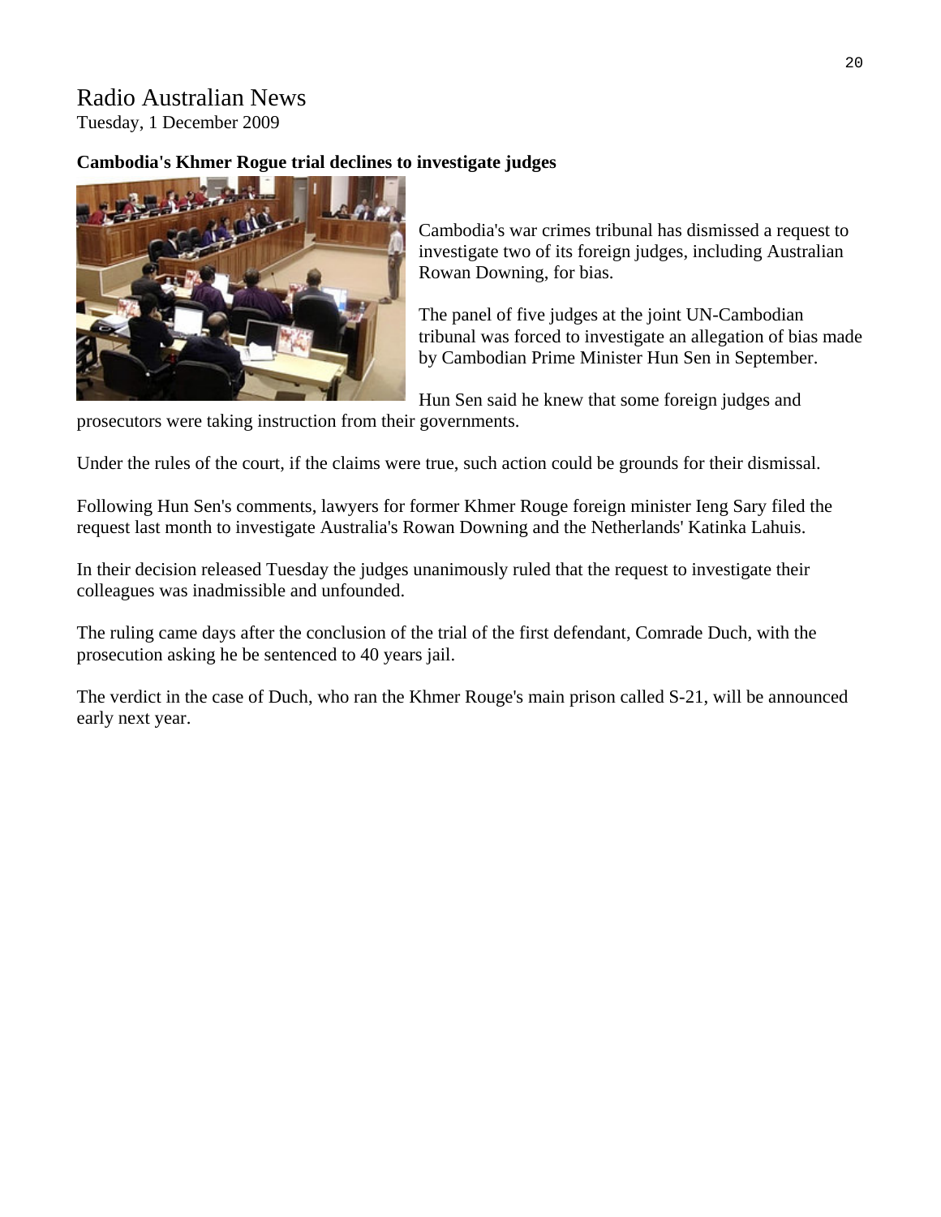# Radio Australian News

Tuesday, 1 December 2009

**Cambodia's Khmer Rogue trial declines to investigate judges**

Cambodia's war crimes tribunal has dismissed a request to investigate two of its foreign judges, including Australian Rowan Downing, for bias.

The panel of five judges at the joint UN-Cambodian tribunal was forced to investigate an allegation of bias made by Cambodian Prime Minister Hun Sen in September.

Hun Sen said he knew that some foreign judges and prosecutors were taking instruction from their governments.

Under the rules of the court, if the claims were true, such action could be grounds for their dismissal.

Following Hun Sen's comments, lawyers for former Khmer Rouge foreign minister Ieng Sary filed the request last month to investigate Australia's Rowan Downing and the Netherlands' Katinka Lahuis.

In their decision released Tuesday the judges unanimously ruled that the request to investigate their colleagues was inadmissible and unfounded.

The ruling came days after the conclusion of the trial of the first defendant, Comrade Duch, with the prosecution asking he be sentenced to 40 years jail.

The verdict in the case of Duch, who ran the Khmer Rouge's main prison called S-21, will be announced early next year.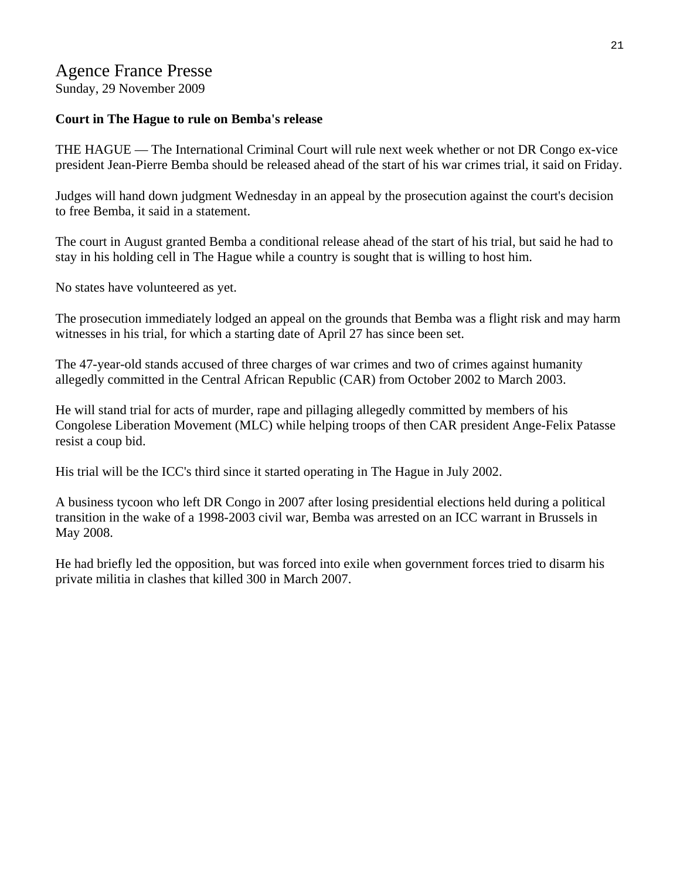# Agence France Presse

Sunday, 29 November 2009

**Court in The Hague to rule on Bemba's release**

THE HAGUE — The International Criminal Court will rule next week whether or not DR Congo ex-vice president Jean-Pierre Bemba should be released ahead of the start of his war crimes trial, it said on Friday.

Judges will hand down judgment Wednesday in an appeal by the prosecution against the court's decision to free Bemba, it said in a statement.

The court in August granted Bemba a conditional release ahead of the start of his trial, but said he had to stay in his holding cell in The Hague while a country is sought that is willing to host him.

No states have volunteered as yet.

The prosecution immediately lodged an appeal on the grounds that Bemba was a flight risk and may harm witnesses in his trial, for which a starting date of April 27 has since been set.

The 47-year-old stands accused of three charges of war crimes and two of crimes against humanity allegedly committed in the Central African Republic (CAR) from October 2002 to March 2003.

He will stand trial for acts of murder, rape and pillaging allegedly committed by members of his Congolese Liberation Movement (MLC) while helping troops of then CAR president Ange-Felix Patasse resist a coup bid.

His trial will be the ICC's third since it started operating in The Hague in July 2002.

A business tycoon who left DR Congo in 2007 after losing presidential elections held during a political transition in the wake of a 1998-2003 civil war, Bemba was arrested on an ICC warrant in Brussels in May 2008.

He had briefly led the opposition, but was forced into exile when government forces tried to disarm his private militia in clashes that killed 300 in March 2007.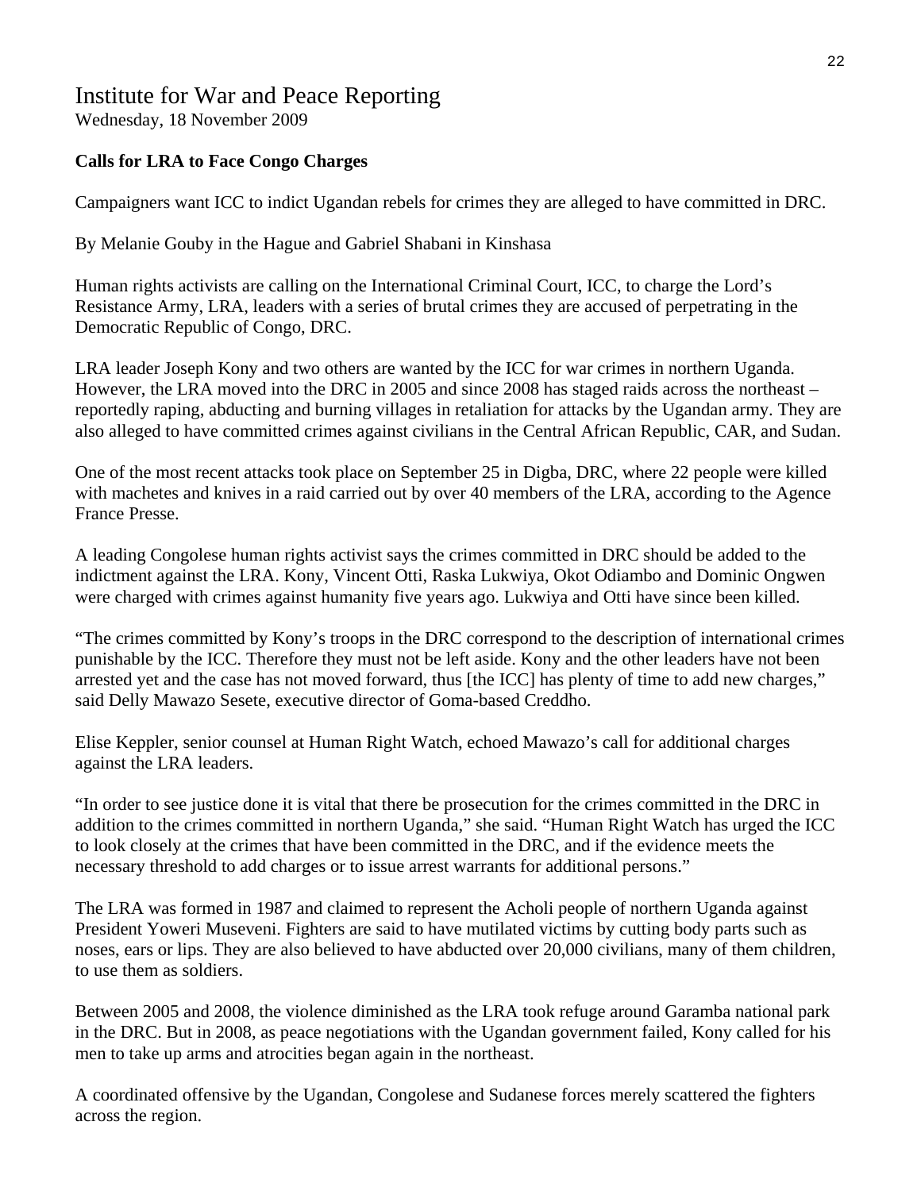# Institute for War and Peace Reporting

Wednesday, 18 November 2009

**Calls for LRA to Face Congo Charges**

Campaigners want ICC to indict Ugandan rebels for crimes they are alleged to have committed in DRC.

By Melanie Gouby in the Hague and Gabriel Shabani in Kinshasa

Human rights activists are calling on the International Criminal Court, ICC, to charge the Lord's Resistance Army, LRA, leaders with a series of brutal crimes they are accused of perpetrating in the Democratic Republic of Congo, DRC.

LRA leader Joseph Kony and two others are wanted by the ICC for war crimes in northern Uganda. However, the LRA moved into the DRC in 2005 and since 2008 has staged raids across the northeast – reportedly raping, abducting and burning villages in retaliation for attacks by the Ugandan army. They are also alleged to have committed crimes against civilians in the Central African Republic, CAR, and Sudan.

One of the most recent attacks took place on September 25 in Digba, DRC, where 22 people were killed with machetes and knives in a raid carried out by over 40 members of the LRA, according to the Agence France Presse.

A leading Congolese human rights activist says the crimes committed in DRC should be added to the indictment against the LRA. Kony, Vincent Otti, Raska Lukwiya, Okot Odiambo and Dominic Ongwen were charged with crimes against humanity five years ago. Lukwiya and Otti have since been killed.

"The crimes committed by Kony's troops in the DRC correspond to the description of international crimes punishable by the ICC. Therefore they must not be left aside. Kony and the other leaders have not been arrested yet and the case has not moved forward, thus [the ICC] has plenty of time to add new charges," said Delly Mawazo Sesete, executive director of Goma-based Creddho.

Elise Keppler, senior counsel at Human Right Watch, echoed Mawazo's call for additional charges against the LRA leaders.

"In order to see justice done it is vital that there be prosecution for the crimes committed in the DRC in addition to the crimes committed in northern Uganda," she said. "Human Right Watch has urged the ICC to look closely at the crimes that have been committed in the DRC, and if the evidence meets the necessary threshold to add charges or to issue arrest warrants for additional persons."

The LRA was formed in 1987 and claimed to represent the Acholi people of northern Uganda against President Yoweri Museveni. Fighters are said to have mutilated victims by cutting body parts such as noses, ears or lips. They are also believed to have abducted over 20,000 civilians, many of them children, to use them as soldiers.

Between 2005 and 2008, the violence diminished as the LRA took refuge around Garamba national park in the DRC. But in 2008, as peace negotiations with the Ugandan government failed, Kony called for his men to take up arms and atrocities began again in the northeast.

A coordinated offensive by the Ugandan, Congolese and Sudanese forces merely scattered the fighters across the region.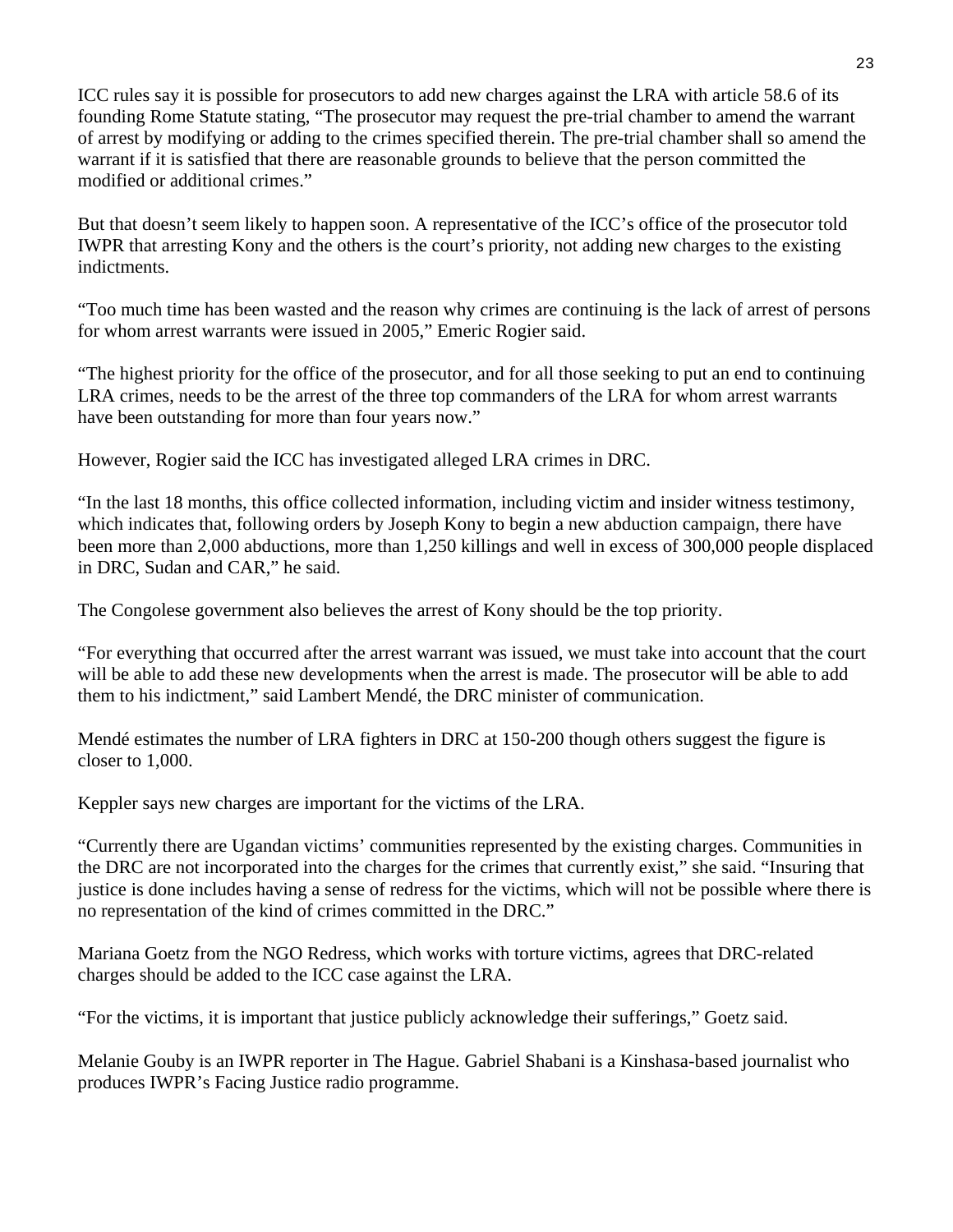ICC rules say it is possible for prosecutors to add new charges against the LRA with article 58.6 of its founding Rome Statute stating, "The prosecutor may request the pre-trial chamber to amend the warrant of arrest by modifying or adding to the crimes specified therein. The pre-trial chamber shall so amend the warrant if it is satisfied that there are reasonable grounds to believe that the person committed the modified or additional crimes."

But that doesn't seem likely to happen soon. A representative of the ICC's office of the prosecutor told IWPR that arresting Kony and the others is the court's priority, not adding new charges to the existing indictments.

"Too much time has been wasted and the reason why crimes are continuing is the lack of arrest of persons for whom arrest warrants were issued in 2005," Emeric Rogier said.

"The highest priority for the office of the prosecutor, and for all those seeking to put an end to continuing LRA crimes, needs to be the arrest of the three top commanders of the LRA for whom arrest warrants have been outstanding for more than four years now."

However, Rogier said the ICC has investigated alleged LRA crimes in DRC.

"In the last 18 months, this office collected information, including victim and insider witness testimony, which indicates that, following orders by Joseph Kony to begin a new abduction campaign, there have been more than 2,000 abductions, more than 1,250 killings and well in excess of 300,000 people displaced in DRC, Sudan and CAR," he said.

The Congolese government also believes the arrest of Kony should be the top priority.

"For everything that occurred after the arrest warrant was issued, we must take into account that the court will be able to add these new developments when the arrest is made. The prosecutor will be able to add them to his indictment," said Lambert Mendé, the DRC minister of communication.

Mendé estimates the number of LRA fighters in DRC at 150-200 though others suggest the figure is closer to 1,000.

Keppler says new charges are important for the victims of the LRA.

"Currently there are Ugandan victims' communities represented by the existing charges. Communities in the DRC are not incorporated into the charges for the crimes that currently exist," she said. "Insuring that justice is done includes having a sense of redress for the victims, which will not be possible where there is no representation of the kind of crimes committed in the DRC."

Mariana Goetz from the NGO Redress, which works with torture victims, agrees that DRC-related charges should be added to the ICC case against the LRA.

"For the victims, it is important that justice publicly acknowledge their sufferings," Goetz said.

Melanie Gouby is an IWPR reporter in The Hague. Gabriel Shabani is a Kinshasa-based journalist who produces IWPR's Facing Justice radio programme.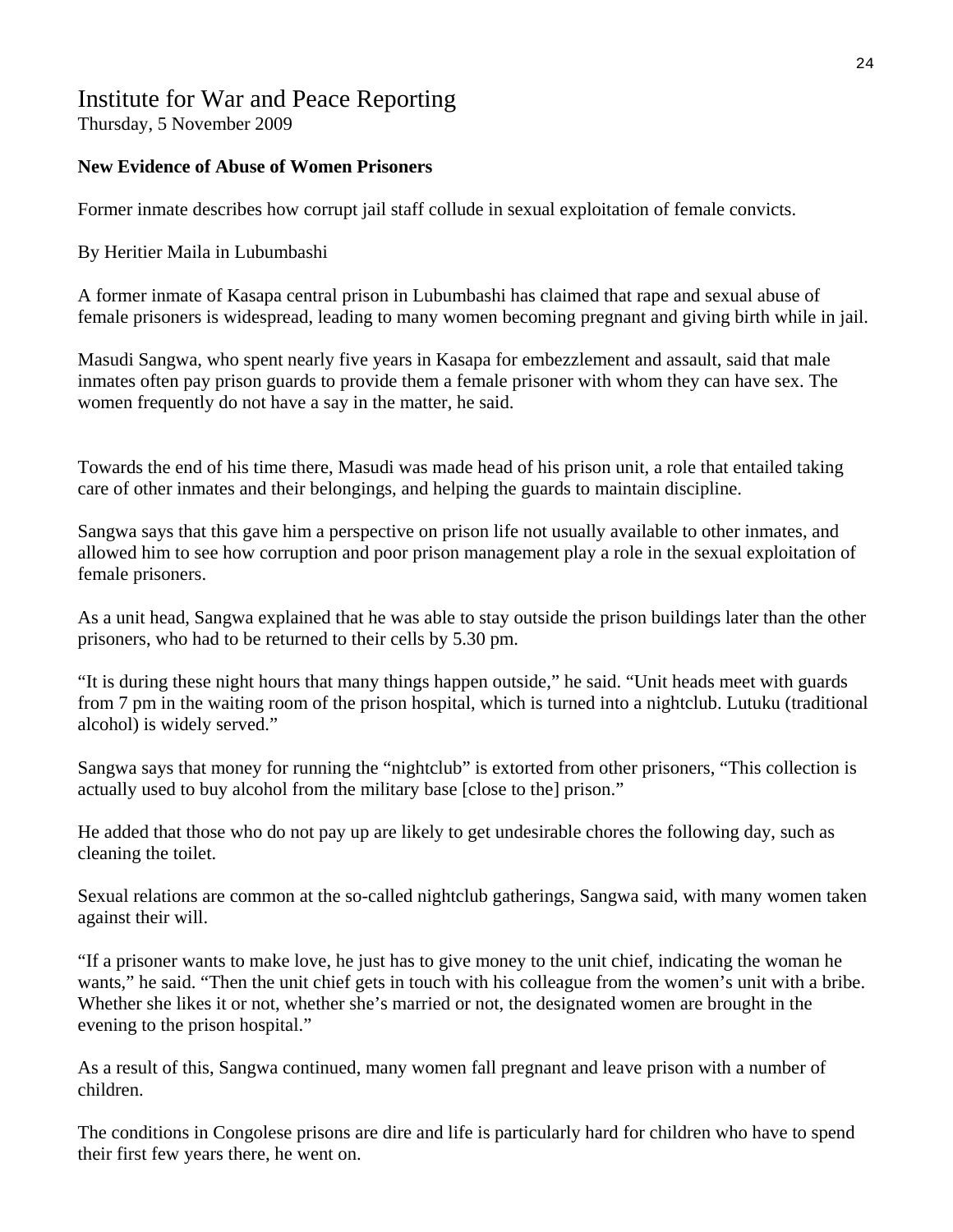# Institute for War and Peace Reporting

Thursday, 5 November 2009

**New Evidence of Abuse of Women Prisoners**

Former inmate describes how corrupt jail staff collude in sexual exploitation of female convicts.

By Heritier Maila in Lubumbashi

A former inmate of Kasapa central prison in Lubumbashi has claimed that rape and sexual abuse of female prisoners is widespread, leading to many women becoming pregnant and giving birth while in jail.

Masudi Sangwa, who spent nearly five years in Kasapa for embezzlement and assault, said that male inmates often pay prison guards to provide them a female prisoner with whom they can have sex. The women frequently do not have a say in the matter, he said.

Towards the end of his time there, Masudi was made head of his prison unit, a role that entailed taking care of other inmates and their belongings, and helping the guards to maintain discipline.

Sangwa says that this gave him a perspective on prison life not usually available to other inmates, and allowed him to see how corruption and poor prison management play a role in the sexual exploitation of female prisoners.

As a unit head, Sangwa explained that he was able to stay outside the prison buildings later than the other prisoners, who had to be returned to their cells by 5.30 pm.

"It is during these night hours that many things happen outside," he said. "Unit heads meet with guards from 7 pm in the waiting room of the prison hospital, which is turned into a nightclub. Lutuku (traditional alcohol) is widely served."

Sangwa says that money for running the "nightclub" is extorted from other prisoners, "This collection is actually used to buy alcohol from the military base [close to the] prison."

He added that those who do not pay up are likely to get undesirable chores the following day, such as cleaning the toilet.

Sexual relations are common at the so-called nightclub gatherings, Sangwa said, with many women taken against their will.

"If a prisoner wants to make love, he just has to give money to the unit chief, indicating the woman he wants," he said. "Then the unit chief gets in touch with his colleague from the women's unit with a bribe. Whether she likes it or not, whether she's married or not, the designated women are brought in the evening to the prison hospital."

As a result of this, Sangwa continued, many women fall pregnant and leave prison with a number of children.

The conditions in Congolese prisons are dire and life is particularly hard for children who have to spend their first few years there, he went on.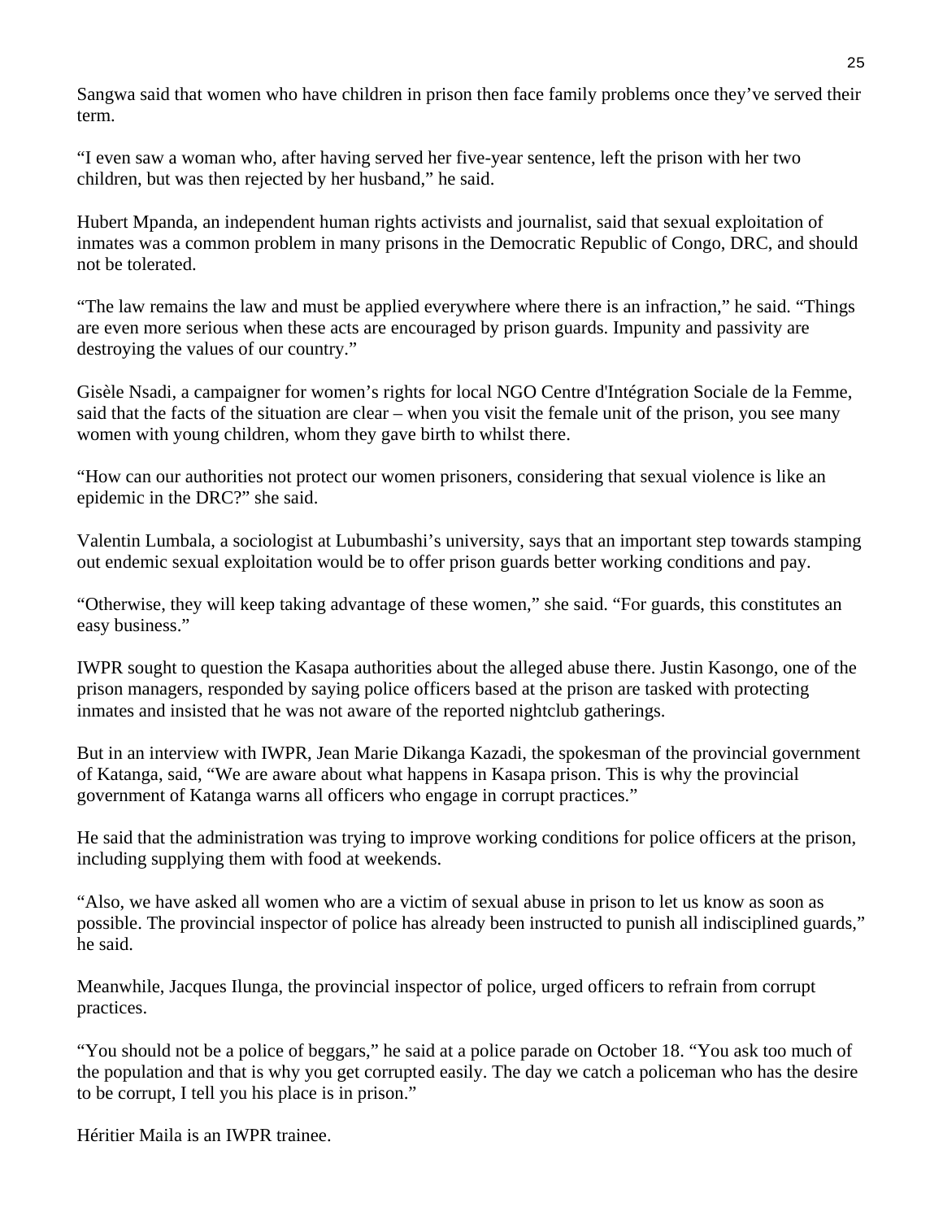Sangwa said that women who have children in prison then face family problems once they've served their term.

"I even saw a woman who, after having served her five-year sentence, left the prison with her two children, but was then rejected by her husband," he said.

Hubert Mpanda, an independent human rights activists and journalist, said that sexual exploitation of inmates was a common problem in many prisons in the Democratic Republic of Congo, DRC, and should not be tolerated.

"The law remains the law and must be applied everywhere where there is an infraction," he said. "Things are even more serious when these acts are encouraged by prison guards. Impunity and passivity are destroying the values of our country."

Gisèle Nsadi, a campaigner for women's rights for local NGO Centre d'Intégration Sociale de la Femme, said that the facts of the situation are clear – when you visit the female unit of the prison, you see many women with young children, whom they gave birth to whilst there.

"How can our authorities not protect our women prisoners, considering that sexual violence is like an epidemic in the DRC?" she said.

Valentin Lumbala, a sociologist at Lubumbashi's university, says that an important step towards stamping out endemic sexual exploitation would be to offer prison guards better working conditions and pay.

"Otherwise, they will keep taking advantage of these women," she said. "For guards, this constitutes an easy business."

IWPR sought to question the Kasapa authorities about the alleged abuse there. Justin Kasongo, one of the prison managers, responded by saying police officers based at the prison are tasked with protecting inmates and insisted that he was not aware of the reported nightclub gatherings.

But in an interview with IWPR, Jean Marie Dikanga Kazadi, the spokesman of the provincial government of Katanga, said, "We are aware about what happens in Kasapa prison. This is why the provincial government of Katanga warns all officers who engage in corrupt practices."

He said that the administration was trying to improve working conditions for police officers at the prison, including supplying them with food at weekends.

"Also, we have asked all women who are a victim of sexual abuse in prison to let us know as soon as possible. The provincial inspector of police has already been instructed to punish all indisciplined guards," he said.

Meanwhile, Jacques Ilunga, the provincial inspector of police, urged officers to refrain from corrupt practices.

"You should not be a police of beggars," he said at a police parade on October 18. "You ask too much of the population and that is why you get corrupted easily. The day we catch a policeman who has the desire to be corrupt, I tell you his place is in prison."

Héritier Maila is an IWPR trainee.